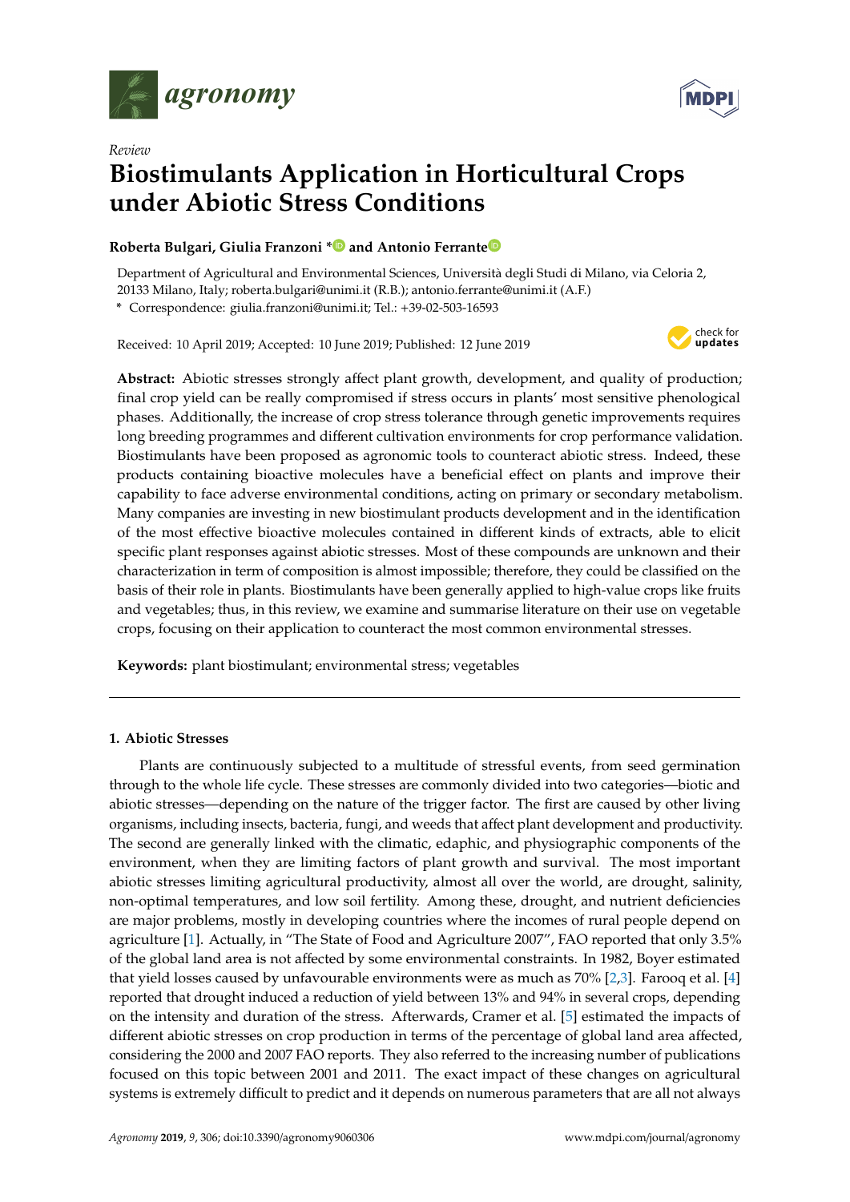*Review*

# Biostimulants Application in Horticultural Crops under Abiotic Stress Conditions

**Roberta Bulgari, Giulia Franzoni * and Antonio Ferrante**

Department of Agricultural and Environmental Sciences, Università degli Studi di Milano, via Celoria 2, 20133 Milano, Italy; roberta.bulgari@unimi.it (R.B.); antonio.ferrante@unimi.it (A.F.)
* Correspondence: giulia.franzoni@unimi.it; Tel.: +39-02-503-16593

Received: 10 April 2019; Accepted: 10 June 2019; Published: 12 June 2019

**Abstract:** Abiotic stresses strongly affect plant growth, development, and quality of production; final crop yield can be really compromised if stress occurs in plants' most sensitive phenological phases. Additionally, the increase of crop stress tolerance through genetic improvements requires long breeding programmes and different cultivation environments for crop performance validation. Biostimulants have been proposed as agronomic tools to counteract abiotic stress. Indeed, these products containing bioactive molecules have a beneficial effect on plants and improve their capability to face adverse environmental conditions, acting on primary or secondary metabolism. Many companies are investing in new biostimulant products development and in the identification of the most effective bioactive molecules contained in different kinds of extracts, able to elicit specific plant responses against abiotic stresses. Most of these compounds are unknown and their characterization in term of composition is almost impossible; therefore, they could be classified on the basis of their role in plants. Biostimulants have been generally applied to high-value crops like fruits and vegetables; thus, in this review, we examine and summarise literature on their use on vegetable crops, focusing on their application to counteract the most common environmental stresses.

**Keywords:** plant biostimulant; environmental stress; vegetables

## 1. Abiotic Stresses

Plants are continuously subjected to a multitude of stressful events, from seed germination through to the whole life cycle. These stresses are commonly divided into two categories—biotic and abiotic stresses—depending on the nature of the trigger factor. The first are caused by other living organisms, including insects, bacteria, fungi, and weeds that affect plant development and productivity. The second are generally linked with the climatic, edaphic, and physiographic components of the environment, when they are limiting factors of plant growth and survival. The most important abiotic stresses limiting agricultural productivity, almost all over the world, are drought, salinity, non-optimal temperatures, and low soil fertility. Among these, drought, and nutrient deficiencies are major problems, mostly in developing countries where the incomes of rural people depend on agriculture [1]. Actually, in "The State of Food and Agriculture 2007", FAO reported that only 3.5% of the global land area is not affected by some environmental constraints. In 1982, Boyer estimated that yield losses caused by unfavourable environments were as much as 70% [2,3]. Farooq et al. [4] reported that drought induced a reduction of yield between 13% and 94% in several crops, depending on the intensity and duration of the stress. Afterwards, Cramer et al. [5] estimated the impacts of different abiotic stresses on crop production in terms of the percentage of global land area affected, considering the 2000 and 2007 FAO reports. They also referred to the increasing number of publications focused on this topic between 2001 and 2011. The exact impact of these changes on agricultural systems is extremely difficult to predict and it depends on numerous parameters that are all not always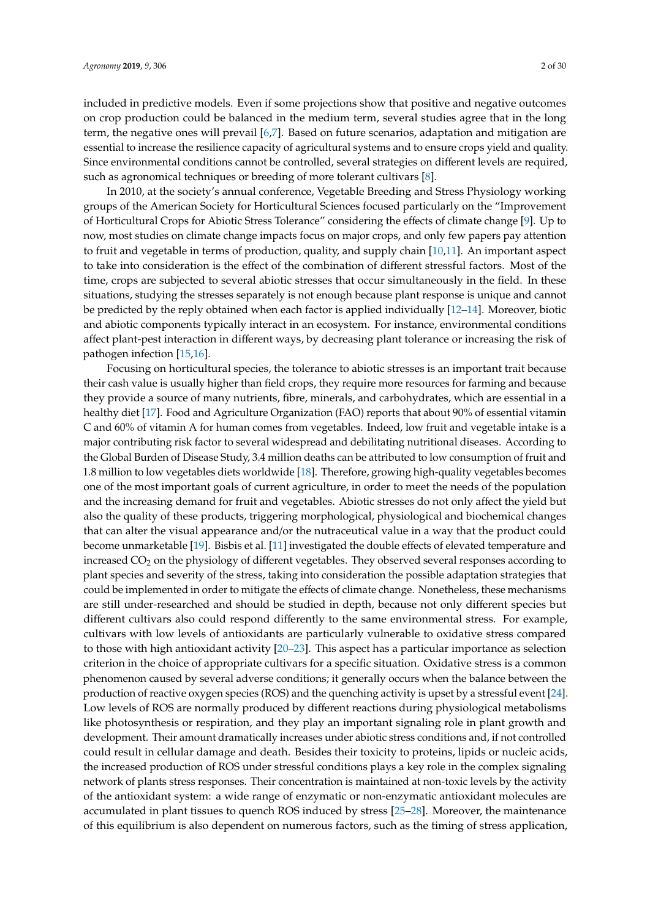included in predictive models. Even if some projections show that positive and negative outcomes on crop production could be balanced in the medium term, several studies agree that in the long term, the negative ones will prevail [6,7]. Based on future scenarios, adaptation and mitigation are essential to increase the resilience capacity of agricultural systems and to ensure crops yield and quality. Since environmental conditions cannot be controlled, several strategies on different levels are required, such as agronomical techniques or breeding of more tolerant cultivars [8].

In 2010, at the society's annual conference, Vegetable Breeding and Stress Physiology working groups of the American Society for Horticultural Sciences focused particularly on the "Improvement of Horticultural Crops for Abiotic Stress Tolerance" considering the effects of climate change [9]. Up to now, most studies on climate change impacts focus on major crops, and only few papers pay attention to fruit and vegetable in terms of production, quality, and supply chain [10,11]. An important aspect to take into consideration is the effect of the combination of different stressful factors. Most of the time, crops are subjected to several abiotic stresses that occur simultaneously in the field. In these situations, studying the stresses separately is not enough because plant response is unique and cannot be predicted by the reply obtained when each factor is applied individually [12–14]. Moreover, biotic and abiotic components typically interact in an ecosystem. For instance, environmental conditions affect plant-pest interaction in different ways, by decreasing plant tolerance or increasing the risk of pathogen infection [15,16].

Focusing on horticultural species, the tolerance to abiotic stresses is an important trait because their cash value is usually higher than field crops, they require more resources for farming and because they provide a source of many nutrients, fibre, minerals, and carbohydrates, which are essential in a healthy diet [17]. Food and Agriculture Organization (FAO) reports that about 90% of essential vitamin C and 60% of vitamin A for human comes from vegetables. Indeed, low fruit and vegetable intake is a major contributing risk factor to several widespread and debilitating nutritional diseases. According to the Global Burden of Disease Study, 3.4 million deaths can be attributed to low consumption of fruit and 1.8 million to low vegetables diets worldwide [18]. Therefore, growing high-quality vegetables becomes one of the most important goals of current agriculture, in order to meet the needs of the population and the increasing demand for fruit and vegetables. Abiotic stresses do not only affect the yield but also the quality of these products, triggering morphological, physiological and biochemical changes that can alter the visual appearance and/or the nutraceutical value in a way that the product could become unmarketable [19]. Bisbis et al. [11] investigated the double effects of elevated temperature and increased $CO_2$ on the physiology of different vegetables. They observed several responses according to plant species and severity of the stress, taking into consideration the possible adaptation strategies that could be implemented in order to mitigate the effects of climate change. Nonetheless, these mechanisms are still under-researched and should be studied in depth, because not only different species but different cultivars also could respond differently to the same environmental stress. For example, cultivars with low levels of antioxidants are particularly vulnerable to oxidative stress compared to those with high antioxidant activity [20–23]. This aspect has a particular importance as selection criterion in the choice of appropriate cultivars for a specific situation. Oxidative stress is a common phenomenon caused by several adverse conditions; it generally occurs when the balance between the production of reactive oxygen species (ROS) and the quenching activity is upset by a stressful event [24]. Low levels of ROS are normally produced by different reactions during physiological metabolisms like photosynthesis or respiration, and they play an important signaling role in plant growth and development. Their amount dramatically increases under abiotic stress conditions and, if not controlled could result in cellular damage and death. Besides their toxicity to proteins, lipids or nucleic acids, the increased production of ROS under stressful conditions plays a key role in the complex signaling network of plants stress responses. Their concentration is maintained at non-toxic levels by the activity of the antioxidant system: a wide range of enzymatic or non-enzymatic antioxidant molecules are accumulated in plant tissues to quench ROS induced by stress [25–28]. Moreover, the maintenance of this equilibrium is also dependent on numerous factors, such as the timing of stress application,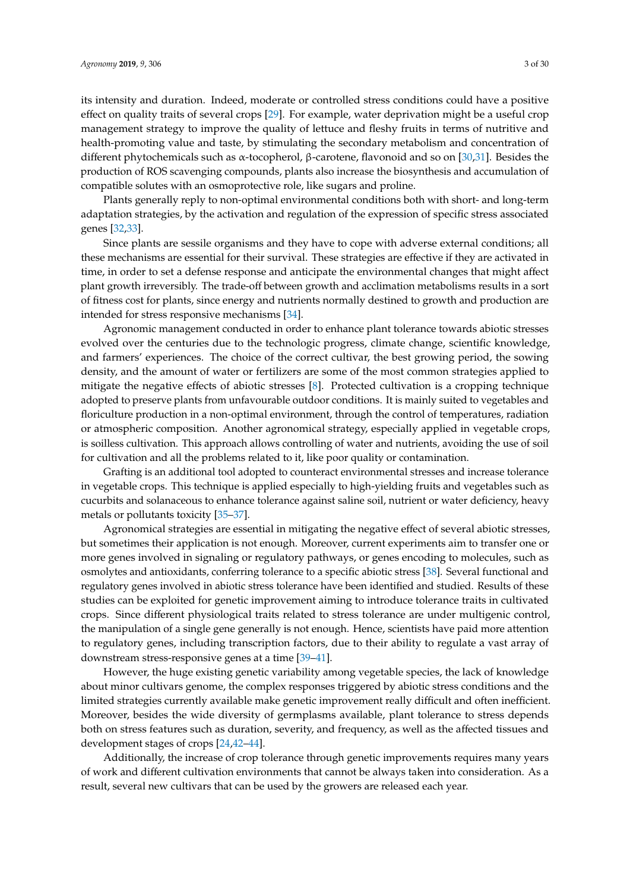its intensity and duration. Indeed, moderate or controlled stress conditions could have a positive effect on quality traits of several crops [29]. For example, water deprivation might be a useful crop management strategy to improve the quality of lettuce and fleshy fruits in terms of nutritive and health-promoting value and taste, by stimulating the secondary metabolism and concentration of different phytochemicals such as α-tocopherol, β-carotene, flavonoid and so on [30,31]. Besides the production of ROS scavenging compounds, plants also increase the biosynthesis and accumulation of compatible solutes with an osmoprotective role, like sugars and proline.

Plants generally reply to non-optimal environmental conditions both with short- and long-term adaptation strategies, by the activation and regulation of the expression of specific stress associated genes [32,33].

Since plants are sessile organisms and they have to cope with adverse external conditions; all these mechanisms are essential for their survival. These strategies are effective if they are activated in time, in order to set a defense response and anticipate the environmental changes that might affect plant growth irreversibly. The trade-off between growth and acclimation metabolisms results in a sort of fitness cost for plants, since energy and nutrients normally destined to growth and production are intended for stress responsive mechanisms [34].

Agronomic management conducted in order to enhance plant tolerance towards abiotic stresses evolved over the centuries due to the technologic progress, climate change, scientific knowledge, and farmers' experiences. The choice of the correct cultivar, the best growing period, the sowing density, and the amount of water or fertilizers are some of the most common strategies applied to mitigate the negative effects of abiotic stresses [8]. Protected cultivation is a cropping technique adopted to preserve plants from unfavourable outdoor conditions. It is mainly suited to vegetables and floriculture production in a non-optimal environment, through the control of temperatures, radiation or atmospheric composition. Another agronomical strategy, especially applied in vegetable crops, is soilless cultivation. This approach allows controlling of water and nutrients, avoiding the use of soil for cultivation and all the problems related to it, like poor quality or contamination.

Grafting is an additional tool adopted to counteract environmental stresses and increase tolerance in vegetable crops. This technique is applied especially to high-yielding fruits and vegetables such as cucurbits and solanaceous to enhance tolerance against saline soil, nutrient or water deficiency, heavy metals or pollutants toxicity [35–37].

Agronomical strategies are essential in mitigating the negative effect of several abiotic stresses, but sometimes their application is not enough. Moreover, current experiments aim to transfer one or more genes involved in signaling or regulatory pathways, or genes encoding to molecules, such as osmolytes and antioxidants, conferring tolerance to a specific abiotic stress [38]. Several functional and regulatory genes involved in abiotic stress tolerance have been identified and studied. Results of these studies can be exploited for genetic improvement aiming to introduce tolerance traits in cultivated crops. Since different physiological traits related to stress tolerance are under multigenic control, the manipulation of a single gene generally is not enough. Hence, scientists have paid more attention to regulatory genes, including transcription factors, due to their ability to regulate a vast array of downstream stress-responsive genes at a time [39–41].

However, the huge existing genetic variability among vegetable species, the lack of knowledge about minor cultivars genome, the complex responses triggered by abiotic stress conditions and the limited strategies currently available make genetic improvement really difficult and often inefficient. Moreover, besides the wide diversity of germplasms available, plant tolerance to stress depends both on stress features such as duration, severity, and frequency, as well as the affected tissues and development stages of crops [24,42–44].

Additionally, the increase of crop tolerance through genetic improvements requires many years of work and different cultivation environments that cannot be always taken into consideration. As a result, several new cultivars that can be used by the growers are released each year.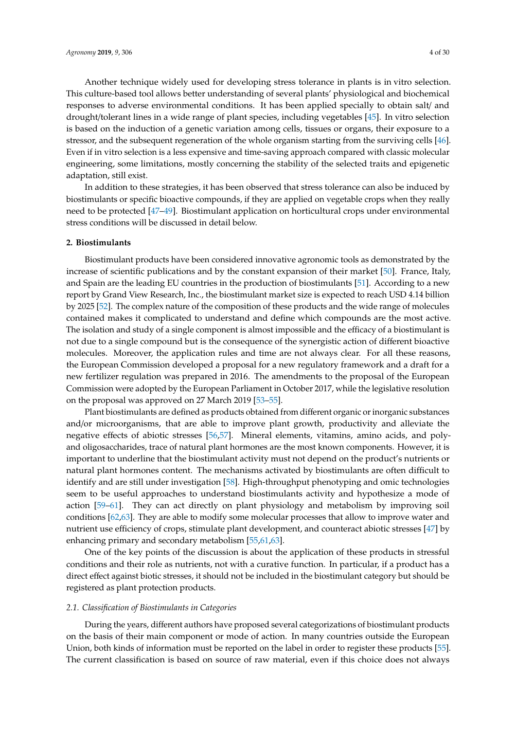Another technique widely used for developing stress tolerance in plants is in vitro selection. This culture-based tool allows better understanding of several plants' physiological and biochemical responses to adverse environmental conditions. It has been applied specially to obtain salt/ and drought/tolerant lines in a wide range of plant species, including vegetables [45]. In vitro selection is based on the induction of a genetic variation among cells, tissues or organs, their exposure to a stressor, and the subsequent regeneration of the whole organism starting from the surviving cells [46]. Even if in vitro selection is a less expensive and time-saving approach compared with classic molecular engineering, some limitations, mostly concerning the stability of the selected traits and epigenetic adaptation, still exist.

In addition to these strategies, it has been observed that stress tolerance can also be induced by biostimulants or specific bioactive compounds, if they are applied on vegetable crops when they really need to be protected [47–49]. Biostimulant application on horticultural crops under environmental stress conditions will be discussed in detail below.

## 2. Biostimulants

Biostimulant products have been considered innovative agronomic tools as demonstrated by the increase of scientific publications and by the constant expansion of their market [50]. France, Italy, and Spain are the leading EU countries in the production of biostimulants [51]. According to a new report by Grand View Research, Inc., the biostimulant market size is expected to reach USD 4.14 billion by 2025 [52]. The complex nature of the composition of these products and the wide range of molecules contained makes it complicated to understand and define which compounds are the most active. The isolation and study of a single component is almost impossible and the efficacy of a biostimulant is not due to a single compound but is the consequence of the synergistic action of different bioactive molecules. Moreover, the application rules and time are not always clear. For all these reasons, the European Commission developed a proposal for a new regulatory framework and a draft for a new fertilizer regulation was prepared in 2016. The amendments to the proposal of the European Commission were adopted by the European Parliament in October 2017, while the legislative resolution on the proposal was approved on 27 March 2019 [53–55].

Plant biostimulants are defined as products obtained from different organic or inorganic substances and/or microorganisms, that are able to improve plant growth, productivity and alleviate the negative effects of abiotic stresses [56,57]. Mineral elements, vitamins, amino acids, and poly- and oligosaccharides, trace of natural plant hormones are the most known components. However, it is important to underline that the biostimulant activity must not depend on the product's nutrients or natural plant hormones content. The mechanisms activated by biostimulants are often difficult to identify and are still under investigation [58]. High-throughput phenotyping and omic technologies seem to be useful approaches to understand biostimulants activity and hypothesize a mode of action [59–61]. They can act directly on plant physiology and metabolism by improving soil conditions [62,63]. They are able to modify some molecular processes that allow to improve water and nutrient use efficiency of crops, stimulate plant development, and counteract abiotic stresses [47] by enhancing primary and secondary metabolism [55,61,63].

One of the key points of the discussion is about the application of these products in stressful conditions and their role as nutrients, not with a curative function. In particular, if a product has a direct effect against biotic stresses, it should not be included in the biostimulant category but should be registered as plant protection products.

### 2.1. Classification of Biostimulants in Categories

During the years, different authors have proposed several categorizations of biostimulant products on the basis of their main component or mode of action. In many countries outside the European Union, both kinds of information must be reported on the label in order to register these products [55]. The current classification is based on source of raw material, even if this choice does not always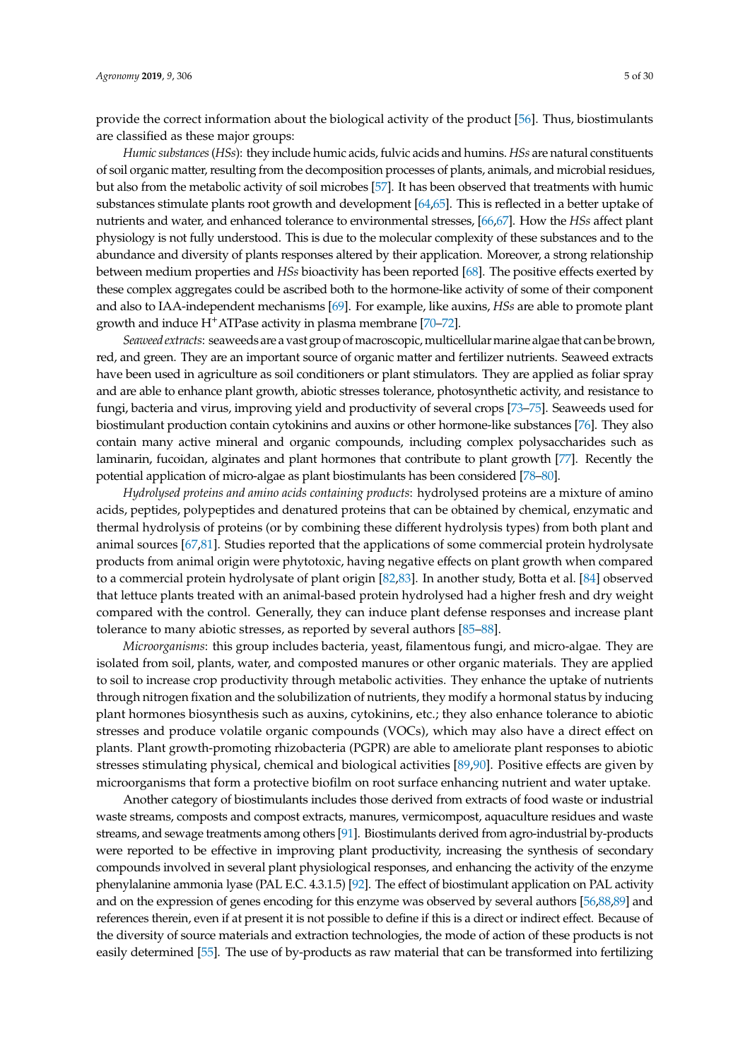provide the correct information about the biological activity of the product [56]. Thus, biostimulants are classified as these major groups:

*Humic substances* (*HSs*): they include humic acids, fulvic acids and humins. *HSs* are natural constituents of soil organic matter, resulting from the decomposition processes of plants, animals, and microbial residues, but also from the metabolic activity of soil microbes [57]. It has been observed that treatments with humic substances stimulate plants root growth and development [64,65]. This is reflected in a better uptake of nutrients and water, and enhanced tolerance to environmental stresses, [66,67]. How the *HSs* affect plant physiology is not fully understood. This is due to the molecular complexity of these substances and to the abundance and diversity of plants responses altered by their application. Moreover, a strong relationship between medium properties and *HSs* bioactivity has been reported [68]. The positive effects exerted by these complex aggregates could be ascribed both to the hormone-like activity of some of their component and also to IAA-independent mechanisms [69]. For example, like auxins, *HSs* are able to promote plant growth and induce $H^+$ATPase activity in plasma membrane [70–72].

*Seaweed extracts*: seaweeds are a vast group of macroscopic, multicellular marine algae that can be brown, red, and green. They are an important source of organic matter and fertilizer nutrients. Seaweed extracts have been used in agriculture as soil conditioners or plant stimulators. They are applied as foliar spray and are able to enhance plant growth, abiotic stresses tolerance, photosynthetic activity, and resistance to fungi, bacteria and virus, improving yield and productivity of several crops [73–75]. Seaweeds used for biostimulant production contain cytokinins and auxins or other hormone-like substances [76]. They also contain many active mineral and organic compounds, including complex polysaccharides such as laminarin, fucoidan, alginates and plant hormones that contribute to plant growth [77]. Recently the potential application of micro-algae as plant biostimulants has been considered [78–80].

*Hydrolysed proteins and amino acids containing products*: hydrolysed proteins are a mixture of amino acids, peptides, polypeptides and denatured proteins that can be obtained by chemical, enzymatic and thermal hydrolysis of proteins (or by combining these different hydrolysis types) from both plant and animal sources [67,81]. Studies reported that the applications of some commercial protein hydrolysate products from animal origin were phytotoxic, having negative effects on plant growth when compared to a commercial protein hydrolysate of plant origin [82,83]. In another study, Botta et al. [84] observed that lettuce plants treated with an animal-based protein hydrolysed had a higher fresh and dry weight compared with the control. Generally, they can induce plant defense responses and increase plant tolerance to many abiotic stresses, as reported by several authors [85–88].

*Microorganisms*: this group includes bacteria, yeast, filamentous fungi, and micro-algae. They are isolated from soil, plants, water, and composted manures or other organic materials. They are applied to soil to increase crop productivity through metabolic activities. They enhance the uptake of nutrients through nitrogen fixation and the solubilization of nutrients, they modify a hormonal status by inducing plant hormones biosynthesis such as auxins, cytokinins, etc.; they also enhance tolerance to abiotic stresses and produce volatile organic compounds (VOCs), which may also have a direct effect on plants. Plant growth-promoting rhizobacteria (PGPR) are able to ameliorate plant responses to abiotic stresses stimulating physical, chemical and biological activities [89,90]. Positive effects are given by microorganisms that form a protective biofilm on root surface enhancing nutrient and water uptake.

Another category of biostimulants includes those derived from extracts of food waste or industrial waste streams, composts and compost extracts, manures, vermicompost, aquaculture residues and waste streams, and sewage treatments among others [91]. Biostimulants derived from agro-industrial by-products were reported to be effective in improving plant productivity, increasing the synthesis of secondary compounds involved in several plant physiological responses, and enhancing the activity of the enzyme phenylalanine ammonia lyase (PAL E.C. 4.3.1.5) [92]. The effect of biostimulant application on PAL activity and on the expression of genes encoding for this enzyme was observed by several authors [56,88,89] and references therein, even if at present it is not possible to define if this is a direct or indirect effect. Because of the diversity of source materials and extraction technologies, the mode of action of these products is not easily determined [55]. The use of by-products as raw material that can be transformed into fertilizing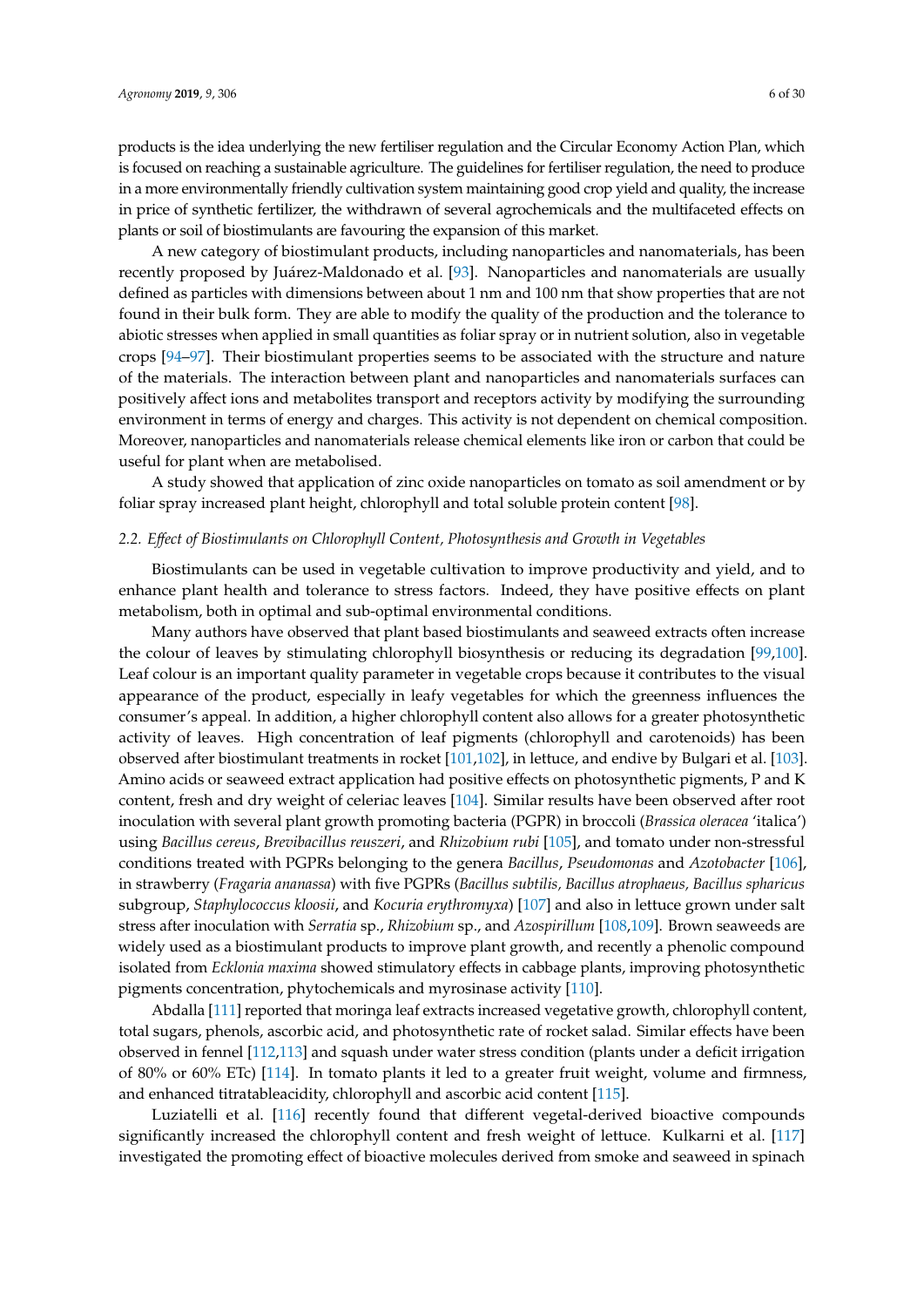products is the idea underlying the new fertiliser regulation and the Circular Economy Action Plan, which is focused on reaching a sustainable agriculture. The guidelines for fertiliser regulation, the need to produce in a more environmentally friendly cultivation system maintaining good crop yield and quality, the increase in price of synthetic fertilizer, the withdrawn of several agrochemicals and the multifaceted effects on plants or soil of biostimulants are favouring the expansion of this market.

A new category of biostimulant products, including nanoparticles and nanomaterials, has been recently proposed by Juárez-Maldonado et al. [93]. Nanoparticles and nanomaterials are usually defined as particles with dimensions between about 1 nm and 100 nm that show properties that are not found in their bulk form. They are able to modify the quality of the production and the tolerance to abiotic stresses when applied in small quantities as foliar spray or in nutrient solution, also in vegetable crops [94–97]. Their biostimulant properties seems to be associated with the structure and nature of the materials. The interaction between plant and nanoparticles and nanomaterials surfaces can positively affect ions and metabolites transport and receptors activity by modifying the surrounding environment in terms of energy and charges. This activity is not dependent on chemical composition. Moreover, nanoparticles and nanomaterials release chemical elements like iron or carbon that could be useful for plant when are metabolised.

A study showed that application of zinc oxide nanoparticles on tomato as soil amendment or by foliar spray increased plant height, chlorophyll and total soluble protein content [98].

### *2.2. Effect of Biostimulants on Chlorophyll Content, Photosynthesis and Growth in Vegetables*

Biostimulants can be used in vegetable cultivation to improve productivity and yield, and to enhance plant health and tolerance to stress factors. Indeed, they have positive effects on plant metabolism, both in optimal and sub-optimal environmental conditions.

Many authors have observed that plant based biostimulants and seaweed extracts often increase the colour of leaves by stimulating chlorophyll biosynthesis or reducing its degradation [99,100]. Leaf colour is an important quality parameter in vegetable crops because it contributes to the visual appearance of the product, especially in leafy vegetables for which the greenness influences the consumer's appeal. In addition, a higher chlorophyll content also allows for a greater photosynthetic activity of leaves. High concentration of leaf pigments (chlorophyll and carotenoids) has been observed after biostimulant treatments in rocket [101,102], in lettuce, and endive by Bulgari et al. [103]. Amino acids or seaweed extract application had positive effects on photosynthetic pigments, P and K content, fresh and dry weight of celeriac leaves [104]. Similar results have been observed after root inoculation with several plant growth promoting bacteria (PGPR) in broccoli (*Brassica oleracea* 'italica') using *Bacillus cereus*, *Brevibacillus reuszeri*, and *Rhizobium rubi* [105], and tomato under non-stressful conditions treated with PGPRs belonging to the genera *Bacillus*, *Pseudomonas* and *Azotobacter* [106], in strawberry (*Fragaria ananassa*) with five PGPRs (*Bacillus subtilis, Bacillus atrophaeus, Bacillus spharicus* subgroup, *Staphylococcus kloosii*, and *Kocuria erythromyxa*) [107] and also in lettuce grown under salt stress after inoculation with *Serratia* sp., *Rhizobium* sp., and *Azospirillum* [108,109]. Brown seaweeds are widely used as a biostimulant products to improve plant growth, and recently a phenolic compound isolated from *Ecklonia maxima* showed stimulatory effects in cabbage plants, improving photosynthetic pigments concentration, phytochemicals and myrosinase activity [110].

Abdalla [111] reported that moringa leaf extracts increased vegetative growth, chlorophyll content, total sugars, phenols, ascorbic acid, and photosynthetic rate of rocket salad. Similar effects have been observed in fennel [112,113] and squash under water stress condition (plants under a deficit irrigation of 80% or 60% ETc) [114]. In tomato plants it led to a greater fruit weight, volume and firmness, and enhanced titratableacidity, chlorophyll and ascorbic acid content [115].

Luziatelli et al. [116] recently found that different vegetal-derived bioactive compounds significantly increased the chlorophyll content and fresh weight of lettuce. Kulkarni et al. [117] investigated the promoting effect of bioactive molecules derived from smoke and seaweed in spinach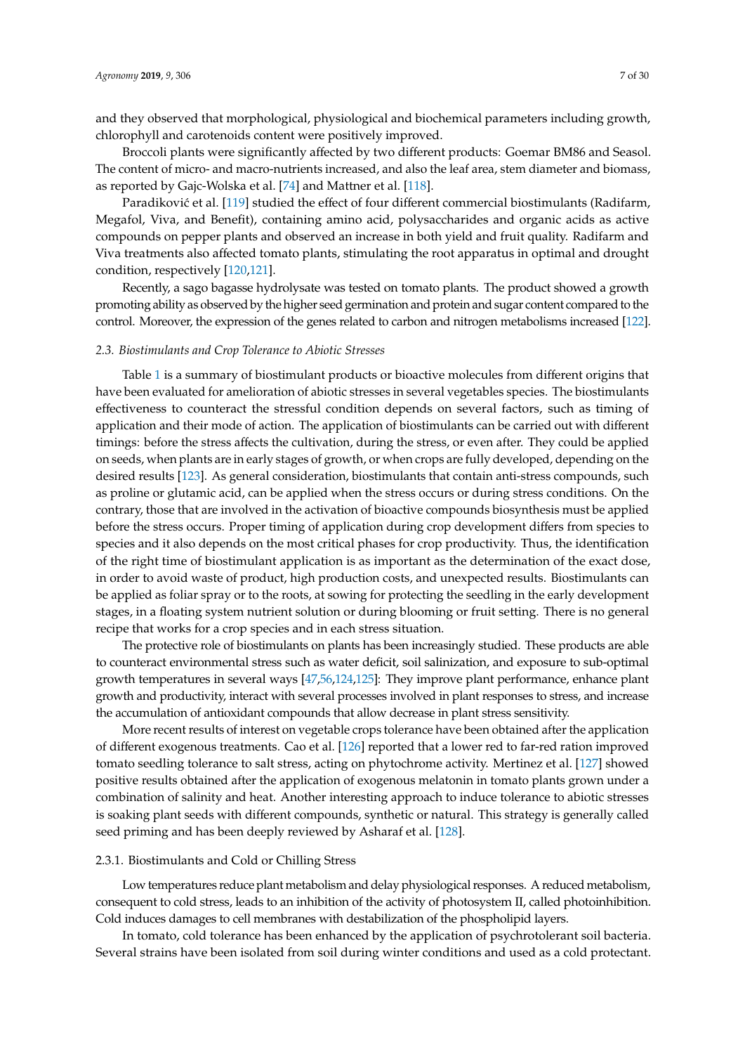and they observed that morphological, physiological and biochemical parameters including growth, chlorophyll and carotenoids content were positively improved.

Broccoli plants were significantly affected by two different products: Goemar BM86 and Seasol. The content of micro- and macro-nutrients increased, and also the leaf area, stem diameter and biomass, as reported by Gajc-Wolska et al. [74] and Mattner et al. [118].

Paradiković et al. [119] studied the effect of four different commercial biostimulants (Radifarm, Megafol, Viva, and Benefit), containing amino acid, polysaccharides and organic acids as active compounds on pepper plants and observed an increase in both yield and fruit quality. Radifarm and Viva treatments also affected tomato plants, stimulating the root apparatus in optimal and drought condition, respectively [120,121].

Recently, a sago bagasse hydrolysate was tested on tomato plants. The product showed a growth promoting ability as observed by the higher seed germination and protein and sugar content compared to the control. Moreover, the expression of the genes related to carbon and nitrogen metabolisms increased [122].

### *2.3. Biostimulants and Crop Tolerance to Abiotic Stresses*

Table 1 is a summary of biostimulant products or bioactive molecules from different origins that have been evaluated for amelioration of abiotic stresses in several vegetables species. The biostimulants effectiveness to counteract the stressful condition depends on several factors, such as timing of application and their mode of action. The application of biostimulants can be carried out with different timings: before the stress affects the cultivation, during the stress, or even after. They could be applied on seeds, when plants are in early stages of growth, or when crops are fully developed, depending on the desired results [123]. As general consideration, biostimulants that contain anti-stress compounds, such as proline or glutamic acid, can be applied when the stress occurs or during stress conditions. On the contrary, those that are involved in the activation of bioactive compounds biosynthesis must be applied before the stress occurs. Proper timing of application during crop development differs from species to species and it also depends on the most critical phases for crop productivity. Thus, the identification of the right time of biostimulant application is as important as the determination of the exact dose, in order to avoid waste of product, high production costs, and unexpected results. Biostimulants can be applied as foliar spray or to the roots, at sowing for protecting the seedling in the early development stages, in a floating system nutrient solution or during blooming or fruit setting. There is no general recipe that works for a crop species and in each stress situation.

The protective role of biostimulants on plants has been increasingly studied. These products are able to counteract environmental stress such as water deficit, soil salinization, and exposure to sub-optimal growth temperatures in several ways [47,56,124,125]: They improve plant performance, enhance plant growth and productivity, interact with several processes involved in plant responses to stress, and increase the accumulation of antioxidant compounds that allow decrease in plant stress sensitivity.

More recent results of interest on vegetable crops tolerance have been obtained after the application of different exogenous treatments. Cao et al. [126] reported that a lower red to far-red ration improved tomato seedling tolerance to salt stress, acting on phytochrome activity. Mertinez et al. [127] showed positive results obtained after the application of exogenous melatonin in tomato plants grown under a combination of salinity and heat. Another interesting approach to induce tolerance to abiotic stresses is soaking plant seeds with different compounds, synthetic or natural. This strategy is generally called seed priming and has been deeply reviewed by Asharaf et al. [128].

#### 2.3.1. Biostimulants and Cold or Chilling Stress

Low temperatures reduce plant metabolism and delay physiological responses. A reduced metabolism, consequent to cold stress, leads to an inhibition of the activity of photosystem II, called photoinhibition. Cold induces damages to cell membranes with destabilization of the phospholipid layers.

In tomato, cold tolerance has been enhanced by the application of psychrotolerant soil bacteria. Several strains have been isolated from soil during winter conditions and used as a cold protectant.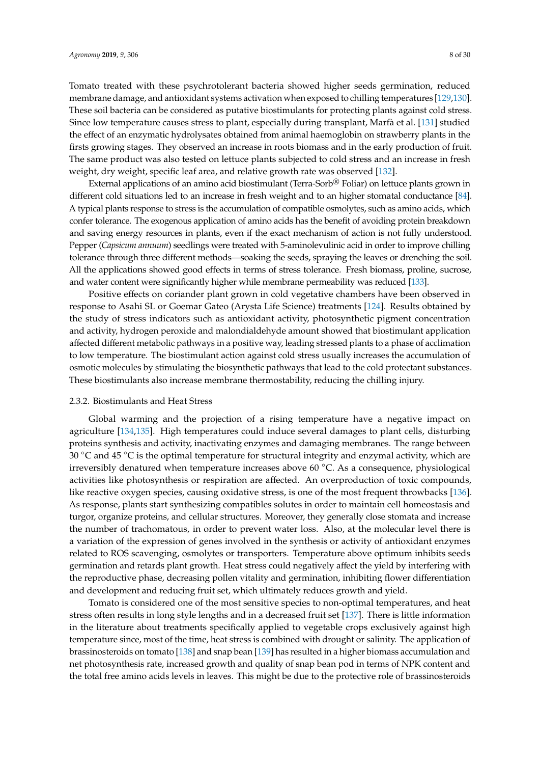Tomato treated with these psychrotolerant bacteria showed higher seeds germination, reduced membrane damage, and antioxidant systems activation when exposed to chilling temperatures [129,130]. These soil bacteria can be considered as putative biostimulants for protecting plants against cold stress. Since low temperature causes stress to plant, especially during transplant, Marfà et al. [131] studied the effect of an enzymatic hydrolysates obtained from animal haemoglobin on strawberry plants in the firsts growing stages. They observed an increase in roots biomass and in the early production of fruit. The same product was also tested on lettuce plants subjected to cold stress and an increase in fresh weight, dry weight, specific leaf area, and relative growth rate was observed [132].

External applications of an amino acid biostimulant (Terra-Sorb® Foliar) on lettuce plants grown in different cold situations led to an increase in fresh weight and to an higher stomatal conductance [84]. A typical plants response to stress is the accumulation of compatible osmolytes, such as amino acids, which confer tolerance. The exogenous application of amino acids has the benefit of avoiding protein breakdown and saving energy resources in plants, even if the exact mechanism of action is not fully understood. Pepper (*Capsicum annuum*) seedlings were treated with 5-aminolevulinic acid in order to improve chilling tolerance through three different methods—soaking the seeds, spraying the leaves or drenching the soil. All the applications showed good effects in terms of stress tolerance. Fresh biomass, proline, sucrose, and water content were significantly higher while membrane permeability was reduced [133].

Positive effects on coriander plant grown in cold vegetative chambers have been observed in response to Asahi SL or Goemar Gateo (Arysta Life Science) treatments [124]. Results obtained by the study of stress indicators such as antioxidant activity, photosynthetic pigment concentration and activity, hydrogen peroxide and malondialdehyde amount showed that biostimulant application affected different metabolic pathways in a positive way, leading stressed plants to a phase of acclimation to low temperature. The biostimulant action against cold stress usually increases the accumulation of osmotic molecules by stimulating the biosynthetic pathways that lead to the cold protectant substances. These biostimulants also increase membrane thermostability, reducing the chilling injury.

#### 2.3.2. Biostimulants and Heat Stress

Global warming and the projection of a rising temperature have a negative impact on agriculture [134,135]. High temperatures could induce several damages to plant cells, disturbing proteins synthesis and activity, inactivating enzymes and damaging membranes. The range between 30 °C and 45 °C is the optimal temperature for structural integrity and enzymal activity, which are irreversibly denatured when temperature increases above 60 °C. As a consequence, physiological activities like photosynthesis or respiration are affected. An overproduction of toxic compounds, like reactive oxygen species, causing oxidative stress, is one of the most frequent throwbacks [136]. As response, plants start synthesizing compatibles solutes in order to maintain cell homeostasis and turgor, organize proteins, and cellular structures. Moreover, they generally close stomata and increase the number of trachomatous, in order to prevent water loss. Also, at the molecular level there is a variation of the expression of genes involved in the synthesis or activity of antioxidant enzymes related to ROS scavenging, osmolytes or transporters. Temperature above optimum inhibits seeds germination and retards plant growth. Heat stress could negatively affect the yield by interfering with the reproductive phase, decreasing pollen vitality and germination, inhibiting flower differentiation and development and reducing fruit set, which ultimately reduces growth and yield.

Tomato is considered one of the most sensitive species to non-optimal temperatures, and heat stress often results in long style lengths and in a decreased fruit set [137]. There is little information in the literature about treatments specifically applied to vegetable crops exclusively against high temperature since, most of the time, heat stress is combined with drought or salinity. The application of brassinosteroids on tomato [138] and snap bean [139] has resulted in a higher biomass accumulation and net photosynthesis rate, increased growth and quality of snap bean pod in terms of NPK content and the total free amino acids levels in leaves. This might be due to the protective role of brassinosteroids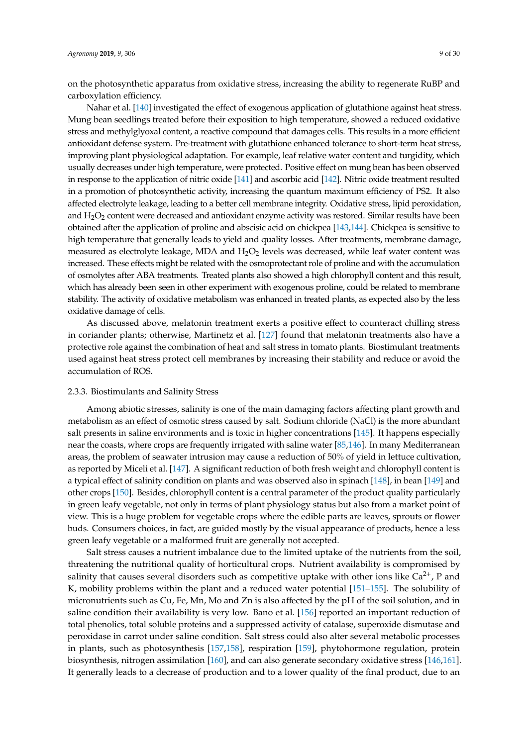on the photosynthetic apparatus from oxidative stress, increasing the ability to regenerate RuBP and carboxylation efficiency.

Nahar et al. [140] investigated the effect of exogenous application of glutathione against heat stress. Mung bean seedlings treated before their exposition to high temperature, showed a reduced oxidative stress and methylglyoxal content, a reactive compound that damages cells. This results in a more efficient antioxidant defense system. Pre-treatment with glutathione enhanced tolerance to short-term heat stress, improving plant physiological adaptation. For example, leaf relative water content and turgidity, which usually decreases under high temperature, were protected. Positive effect on mung bean has been observed in response to the application of nitric oxide [141] and ascorbic acid [142]. Nitric oxide treatment resulted in a promotion of photosynthetic activity, increasing the quantum maximum efficiency of PS2. It also affected electrolyte leakage, leading to a better cell membrane integrity. Oxidative stress, lipid peroxidation, and $H_2O_2$ content were decreased and antioxidant enzyme activity was restored. Similar results have been obtained after the application of proline and abscisic acid on chickpea [143,144]. Chickpea is sensitive to high temperature that generally leads to yield and quality losses. After treatments, membrane damage, measured as electrolyte leakage, MDA and $H_2O_2$ levels was decreased, while leaf water content was increased. These effects might be related with the osmoprotectant role of proline and with the accumulation of osmolytes after ABA treatments. Treated plants also showed a high chlorophyll content and this result, which has already been seen in other experiment with exogenous proline, could be related to membrane stability. The activity of oxidative metabolism was enhanced in treated plants, as expected also by the less oxidative damage of cells.

As discussed above, melatonin treatment exerts a positive effect to counteract chilling stress in coriander plants; otherwise, Martinetz et al. [127] found that melatonin treatments also have a protective role against the combination of heat and salt stress in tomato plants. Biostimulant treatments used against heat stress protect cell membranes by increasing their stability and reduce or avoid the accumulation of ROS.

#### 2.3.3. Biostimulants and Salinity Stress

Among abiotic stresses, salinity is one of the main damaging factors affecting plant growth and metabolism as an effect of osmotic stress caused by salt. Sodium chloride (NaCl) is the more abundant salt presents in saline environments and is toxic in higher concentrations [145]. It happens especially near the coasts, where crops are frequently irrigated with saline water [85,146]. In many Mediterranean areas, the problem of seawater intrusion may cause a reduction of 50% of yield in lettuce cultivation, as reported by Miceli et al. [147]. A significant reduction of both fresh weight and chlorophyll content is a typical effect of salinity condition on plants and was observed also in spinach [148], in bean [149] and other crops [150]. Besides, chlorophyll content is a central parameter of the product quality particularly in green leafy vegetable, not only in terms of plant physiology status but also from a market point of view. This is a huge problem for vegetable crops where the edible parts are leaves, sprouts or flower buds. Consumers choices, in fact, are guided mostly by the visual appearance of products, hence a less green leafy vegetable or a malformed fruit are generally not accepted.

Salt stress causes a nutrient imbalance due to the limited uptake of the nutrients from the soil, threatening the nutritional quality of horticultural crops. Nutrient availability is compromised by salinity that causes several disorders such as competitive uptake with other ions like $Ca^{2+}$, P and K, mobility problems within the plant and a reduced water potential [151–155]. The solubility of micronutrients such as Cu, Fe, Mn, Mo and Zn is also affected by the pH of the soil solution, and in saline condition their availability is very low. Bano et al. [156] reported an important reduction of total phenolics, total soluble proteins and a suppressed activity of catalase, superoxide dismutase and peroxidase in carrot under saline condition. Salt stress could also alter several metabolic processes in plants, such as photosynthesis [157,158], respiration [159], phytohormone regulation, protein biosynthesis, nitrogen assimilation [160], and can also generate secondary oxidative stress [146,161]. It generally leads to a decrease of production and to a lower quality of the final product, due to an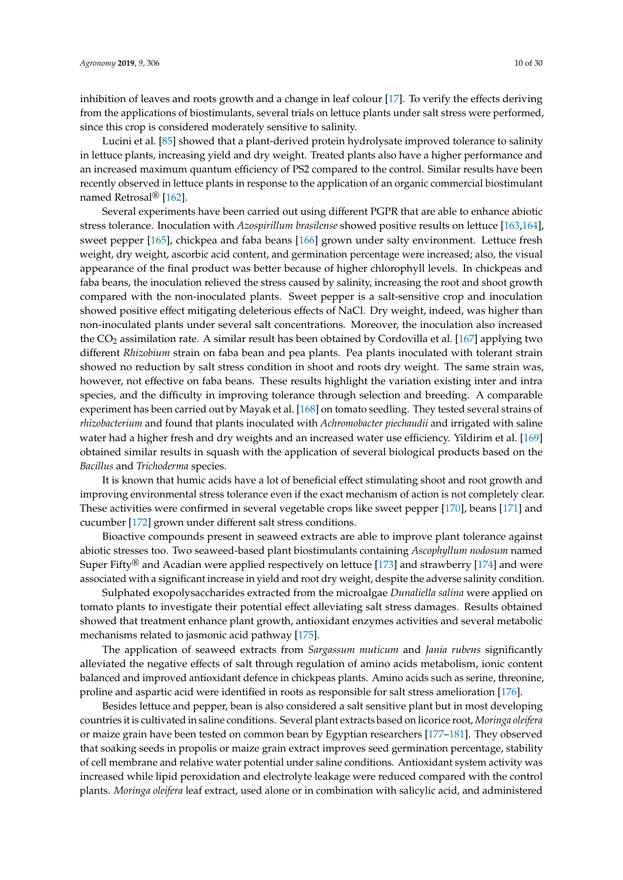inhibition of leaves and roots growth and a change in leaf colour [17]. To verify the effects deriving from the applications of biostimulants, several trials on lettuce plants under salt stress were performed, since this crop is considered moderately sensitive to salinity.

Lucini et al. [85] showed that a plant-derived protein hydrolysate improved tolerance to salinity in lettuce plants, increasing yield and dry weight. Treated plants also have a higher performance and an increased maximum quantum efficiency of PS2 compared to the control. Similar results have been recently observed in lettuce plants in response to the application of an organic commercial biostimulant named Retrosal® [162].

Several experiments have been carried out using different PGPR that are able to enhance abiotic stress tolerance. Inoculation with *Azospirillum brasilense* showed positive results on lettuce [163,164], sweet pepper [165], chickpea and faba beans [166] grown under salty environment. Lettuce fresh weight, dry weight, ascorbic acid content, and germination percentage were increased; also, the visual appearance of the final product was better because of higher chlorophyll levels. In chickpeas and faba beans, the inoculation relieved the stress caused by salinity, increasing the root and shoot growth compared with the non-inoculated plants. Sweet pepper is a salt-sensitive crop and inoculation showed positive effect mitigating deleterious effects of NaCl. Dry weight, indeed, was higher than non-inoculated plants under several salt concentrations. Moreover, the inoculation also increased the $CO_2$ assimilation rate. A similar result has been obtained by Cordovilla et al. [167] applying two different *Rhizobium* strain on faba bean and pea plants. Pea plants inoculated with tolerant strain showed no reduction by salt stress condition in shoot and roots dry weight. The same strain was, however, not effective on faba beans. These results highlight the variation existing inter and intra species, and the difficulty in improving tolerance through selection and breeding. A comparable experiment has been carried out by Mayak et al. [168] on tomato seedling. They tested several strains of *rhizobacterium* and found that plants inoculated with *Achromobacter piechaudii* and irrigated with saline water had a higher fresh and dry weights and an increased water use efficiency. Yildirim et al. [169] obtained similar results in squash with the application of several biological products based on the *Bacillus* and *Trichoderma* species.

It is known that humic acids have a lot of beneficial effect stimulating shoot and root growth and improving environmental stress tolerance even if the exact mechanism of action is not completely clear. These activities were confirmed in several vegetable crops like sweet pepper [170], beans [171] and cucumber [172] grown under different salt stress conditions.

Bioactive compounds present in seaweed extracts are able to improve plant tolerance against abiotic stresses too. Two seaweed-based plant biostimulants containing *Ascophyllum nodosum* named Super Fifty® and Acadian were applied respectively on lettuce [173] and strawberry [174] and were associated with a significant increase in yield and root dry weight, despite the adverse salinity condition.

Sulphated exopolysaccharides extracted from the microalgae *Dunaliella salina* were applied on tomato plants to investigate their potential effect alleviating salt stress damages. Results obtained showed that treatment enhance plant growth, antioxidant enzymes activities and several metabolic mechanisms related to jasmonic acid pathway [175].

The application of seaweed extracts from *Sargassum muticum* and *Jania rubens* significantly alleviated the negative effects of salt through regulation of amino acids metabolism, ionic content balanced and improved antioxidant defence in chickpeas plants. Amino acids such as serine, threonine, proline and aspartic acid were identified in roots as responsible for salt stress amelioration [176].

Besides lettuce and pepper, bean is also considered a salt sensitive plant but in most developing countries it is cultivated in saline conditions. Several plant extracts based on licorice root, *Moringa oleifera* or maize grain have been tested on common bean by Egyptian researchers [177–181]. They observed that soaking seeds in propolis or maize grain extract improves seed germination percentage, stability of cell membrane and relative water potential under saline conditions. Antioxidant system activity was increased while lipid peroxidation and electrolyte leakage were reduced compared with the control plants. *Moringa oleifera* leaf extract, used alone or in combination with salicylic acid, and administered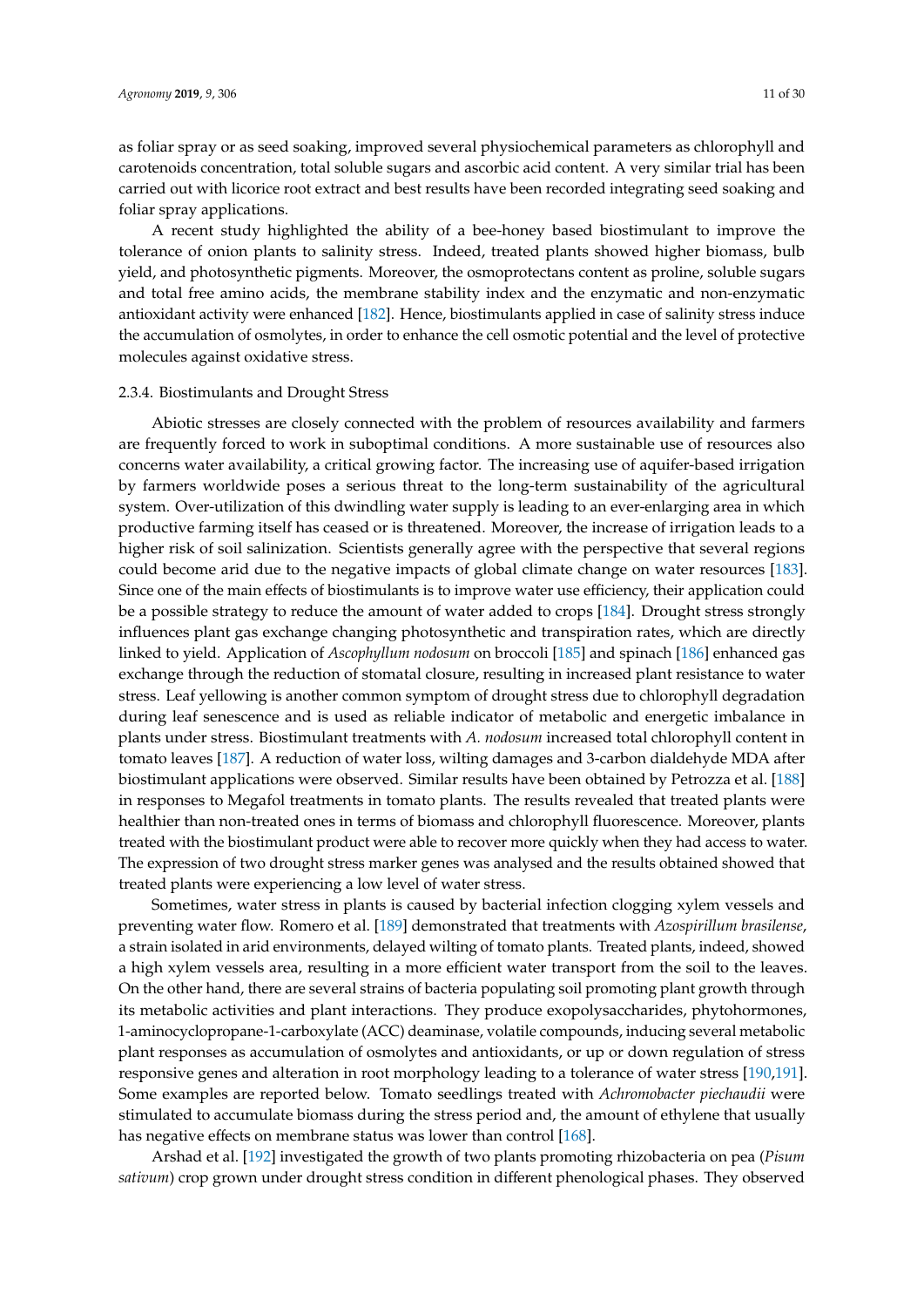as foliar spray or as seed soaking, improved several physiochemical parameters as chlorophyll and carotenoids concentration, total soluble sugars and ascorbic acid content. A very similar trial has been carried out with licorice root extract and best results have been recorded integrating seed soaking and foliar spray applications.

A recent study highlighted the ability of a bee-honey based biostimulant to improve the tolerance of onion plants to salinity stress. Indeed, treated plants showed higher biomass, bulb yield, and photosynthetic pigments. Moreover, the osmoprotectans content as proline, soluble sugars and total free amino acids, the membrane stability index and the enzymatic and non-enzymatic antioxidant activity were enhanced [182]. Hence, biostimulants applied in case of salinity stress induce the accumulation of osmolytes, in order to enhance the cell osmotic potential and the level of protective molecules against oxidative stress.

### 2.3.4. Biostimulants and Drought Stress

Abiotic stresses are closely connected with the problem of resources availability and farmers are frequently forced to work in suboptimal conditions. A more sustainable use of resources also concerns water availability, a critical growing factor. The increasing use of aquifer-based irrigation by farmers worldwide poses a serious threat to the long-term sustainability of the agricultural system. Over-utilization of this dwindling water supply is leading to an ever-enlarging area in which productive farming itself has ceased or is threatened. Moreover, the increase of irrigation leads to a higher risk of soil salinization. Scientists generally agree with the perspective that several regions could become arid due to the negative impacts of global climate change on water resources [183]. Since one of the main effects of biostimulants is to improve water use efficiency, their application could be a possible strategy to reduce the amount of water added to crops [184]. Drought stress strongly influences plant gas exchange changing photosynthetic and transpiration rates, which are directly linked to yield. Application of *Ascophyllum nodosum* on broccoli [185] and spinach [186] enhanced gas exchange through the reduction of stomatal closure, resulting in increased plant resistance to water stress. Leaf yellowing is another common symptom of drought stress due to chlorophyll degradation during leaf senescence and is used as reliable indicator of metabolic and energetic imbalance in plants under stress. Biostimulant treatments with *A. nodosum* increased total chlorophyll content in tomato leaves [187]. A reduction of water loss, wilting damages and 3-carbon dialdehyde MDA after biostimulant applications were observed. Similar results have been obtained by Petrozza et al. [188] in responses to Megafol treatments in tomato plants. The results revealed that treated plants were healthier than non-treated ones in terms of biomass and chlorophyll fluorescence. Moreover, plants treated with the biostimulant product were able to recover more quickly when they had access to water. The expression of two drought stress marker genes was analysed and the results obtained showed that treated plants were experiencing a low level of water stress.

Sometimes, water stress in plants is caused by bacterial infection clogging xylem vessels and preventing water flow. Romero et al. [189] demonstrated that treatments with *Azospirillum brasilense*, a strain isolated in arid environments, delayed wilting of tomato plants. Treated plants, indeed, showed a high xylem vessels area, resulting in a more efficient water transport from the soil to the leaves. On the other hand, there are several strains of bacteria populating soil promoting plant growth through its metabolic activities and plant interactions. They produce exopolysaccharides, phytohormones, 1-aminocyclopropane-1-carboxylate (ACC) deaminase, volatile compounds, inducing several metabolic plant responses as accumulation of osmolytes and antioxidants, or up or down regulation of stress responsive genes and alteration in root morphology leading to a tolerance of water stress [190,191]. Some examples are reported below. Tomato seedlings treated with *Achromobacter piechaudii* were stimulated to accumulate biomass during the stress period and, the amount of ethylene that usually has negative effects on membrane status was lower than control [168].

Arshad et al. [192] investigated the growth of two plants promoting rhizobacteria on pea (*Pisum sativum*) crop grown under drought stress condition in different phenological phases. They observed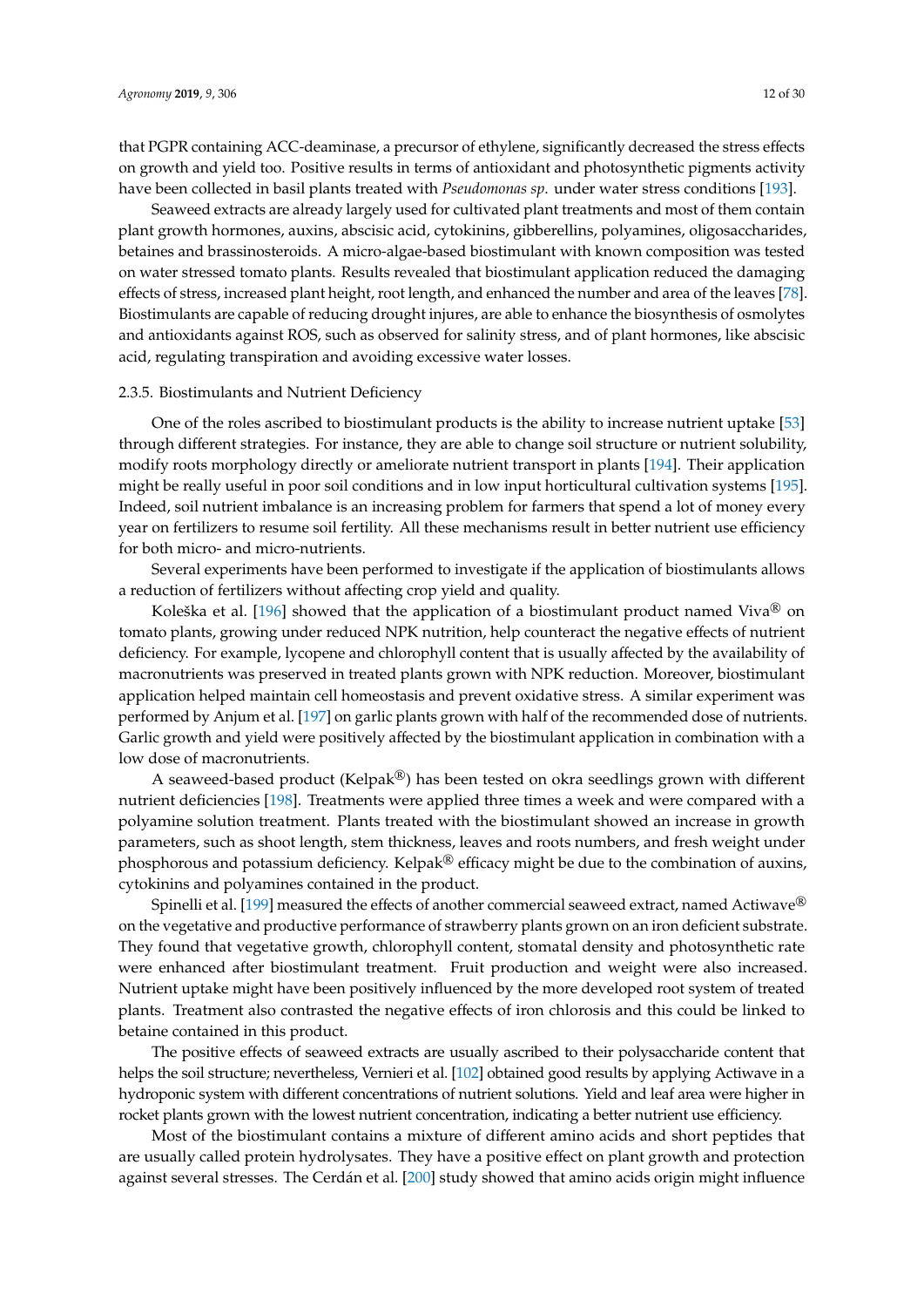that PGPR containing ACC-deaminase, a precursor of ethylene, significantly decreased the stress effects on growth and yield too. Positive results in terms of antioxidant and photosynthetic pigments activity have been collected in basil plants treated with *Pseudomonas sp.* under water stress conditions [193].

Seaweed extracts are already largely used for cultivated plant treatments and most of them contain plant growth hormones, auxins, abscisic acid, cytokinins, gibberellins, polyamines, oligosaccharides, betaines and brassinosteroids. A micro-algae-based biostimulant with known composition was tested on water stressed tomato plants. Results revealed that biostimulant application reduced the damaging effects of stress, increased plant height, root length, and enhanced the number and area of the leaves [78]. Biostimulants are capable of reducing drought injures, are able to enhance the biosynthesis of osmolytes and antioxidants against ROS, such as observed for salinity stress, and of plant hormones, like abscisic acid, regulating transpiration and avoiding excessive water losses.

#### 2.3.5. Biostimulants and Nutrient Deficiency

One of the roles ascribed to biostimulant products is the ability to increase nutrient uptake [53] through different strategies. For instance, they are able to change soil structure or nutrient solubility, modify roots morphology directly or ameliorate nutrient transport in plants [194]. Their application might be really useful in poor soil conditions and in low input horticultural cultivation systems [195]. Indeed, soil nutrient imbalance is an increasing problem for farmers that spend a lot of money every year on fertilizers to resume soil fertility. All these mechanisms result in better nutrient use efficiency for both micro- and micro-nutrients.

Several experiments have been performed to investigate if the application of biostimulants allows a reduction of fertilizers without affecting crop yield and quality.

Koleška et al. [196] showed that the application of a biostimulant product named Viva® on tomato plants, growing under reduced NPK nutrition, help counteract the negative effects of nutrient deficiency. For example, lycopene and chlorophyll content that is usually affected by the availability of macronutrients was preserved in treated plants grown with NPK reduction. Moreover, biostimulant application helped maintain cell homeostasis and prevent oxidative stress. A similar experiment was performed by Anjum et al. [197] on garlic plants grown with half of the recommended dose of nutrients. Garlic growth and yield were positively affected by the biostimulant application in combination with a low dose of macronutrients.

A seaweed-based product (Kelpak®) has been tested on okra seedlings grown with different nutrient deficiencies [198]. Treatments were applied three times a week and were compared with a polyamine solution treatment. Plants treated with the biostimulant showed an increase in growth parameters, such as shoot length, stem thickness, leaves and roots numbers, and fresh weight under phosphorous and potassium deficiency. Kelpak® efficacy might be due to the combination of auxins, cytokinins and polyamines contained in the product.

Spinelli et al. [199] measured the effects of another commercial seaweed extract, named Actiwave® on the vegetative and productive performance of strawberry plants grown on an iron deficient substrate. They found that vegetative growth, chlorophyll content, stomatal density and photosynthetic rate were enhanced after biostimulant treatment. Fruit production and weight were also increased. Nutrient uptake might have been positively influenced by the more developed root system of treated plants. Treatment also contrasted the negative effects of iron chlorosis and this could be linked to betaine contained in this product.

The positive effects of seaweed extracts are usually ascribed to their polysaccharide content that helps the soil structure; nevertheless, Vernieri et al. [102] obtained good results by applying Actiwave in a hydroponic system with different concentrations of nutrient solutions. Yield and leaf area were higher in rocket plants grown with the lowest nutrient concentration, indicating a better nutrient use efficiency.

Most of the biostimulant contains a mixture of different amino acids and short peptides that are usually called protein hydrolysates. They have a positive effect on plant growth and protection against several stresses. The Cerdán et al. [200] study showed that amino acids origin might influence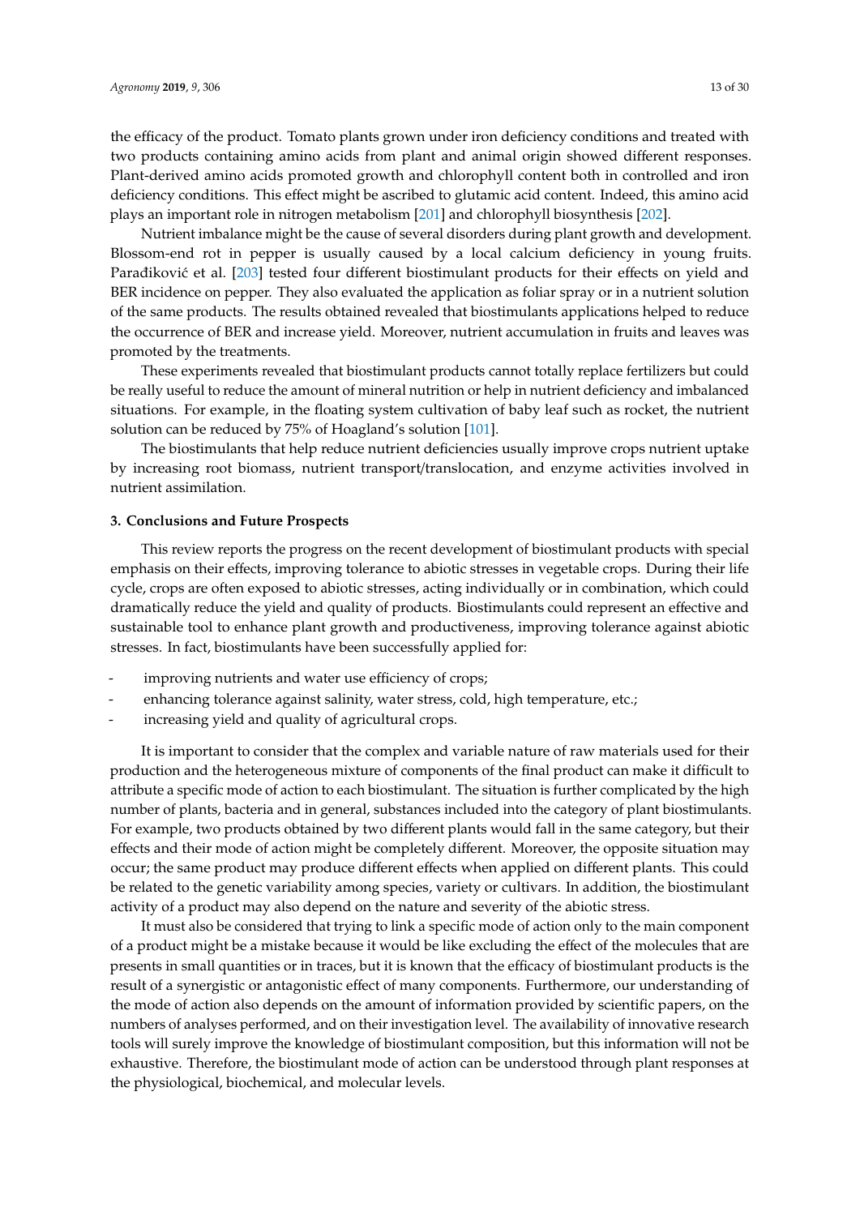the efficacy of the product. Tomato plants grown under iron deficiency conditions and treated with two products containing amino acids from plant and animal origin showed different responses. Plant-derived amino acids promoted growth and chlorophyll content both in controlled and iron deficiency conditions. This effect might be ascribed to glutamic acid content. Indeed, this amino acid plays an important role in nitrogen metabolism [201] and chlorophyll biosynthesis [202].

Nutrient imbalance might be the cause of several disorders during plant growth and development. Blossom-end rot in pepper is usually caused by a local calcium deficiency in young fruits. Parađiković et al. [203] tested four different biostimulant products for their effects on yield and BER incidence on pepper. They also evaluated the application as foliar spray or in a nutrient solution of the same products. The results obtained revealed that biostimulants applications helped to reduce the occurrence of BER and increase yield. Moreover, nutrient accumulation in fruits and leaves was promoted by the treatments.

These experiments revealed that biostimulant products cannot totally replace fertilizers but could be really useful to reduce the amount of mineral nutrition or help in nutrient deficiency and imbalanced situations. For example, in the floating system cultivation of baby leaf such as rocket, the nutrient solution can be reduced by 75% of Hoagland's solution [101].

The biostimulants that help reduce nutrient deficiencies usually improve crops nutrient uptake by increasing root biomass, nutrient transport/translocation, and enzyme activities involved in nutrient assimilation.

## 3. Conclusions and Future Prospects

This review reports the progress on the recent development of biostimulant products with special emphasis on their effects, improving tolerance to abiotic stresses in vegetable crops. During their life cycle, crops are often exposed to abiotic stresses, acting individually or in combination, which could dramatically reduce the yield and quality of products. Biostimulants could represent an effective and sustainable tool to enhance plant growth and productiveness, improving tolerance against abiotic stresses. In fact, biostimulants have been successfully applied for:

- improving nutrients and water use efficiency of crops;
- enhancing tolerance against salinity, water stress, cold, high temperature, etc.;
- increasing yield and quality of agricultural crops.

It is important to consider that the complex and variable nature of raw materials used for their production and the heterogeneous mixture of components of the final product can make it difficult to attribute a specific mode of action to each biostimulant. The situation is further complicated by the high number of plants, bacteria and in general, substances included into the category of plant biostimulants. For example, two products obtained by two different plants would fall in the same category, but their effects and their mode of action might be completely different. Moreover, the opposite situation may occur; the same product may produce different effects when applied on different plants. This could be related to the genetic variability among species, variety or cultivars. In addition, the biostimulant activity of a product may also depend on the nature and severity of the abiotic stress.

It must also be considered that trying to link a specific mode of action only to the main component of a product might be a mistake because it would be like excluding the effect of the molecules that are presents in small quantities or in traces, but it is known that the efficacy of biostimulant products is the result of a synergistic or antagonistic effect of many components. Furthermore, our understanding of the mode of action also depends on the amount of information provided by scientific papers, on the numbers of analyses performed, and on their investigation level. The availability of innovative research tools will surely improve the knowledge of biostimulant composition, but this information will not be exhaustive. Therefore, the biostimulant mode of action can be understood through plant responses at the physiological, biochemical, and molecular levels.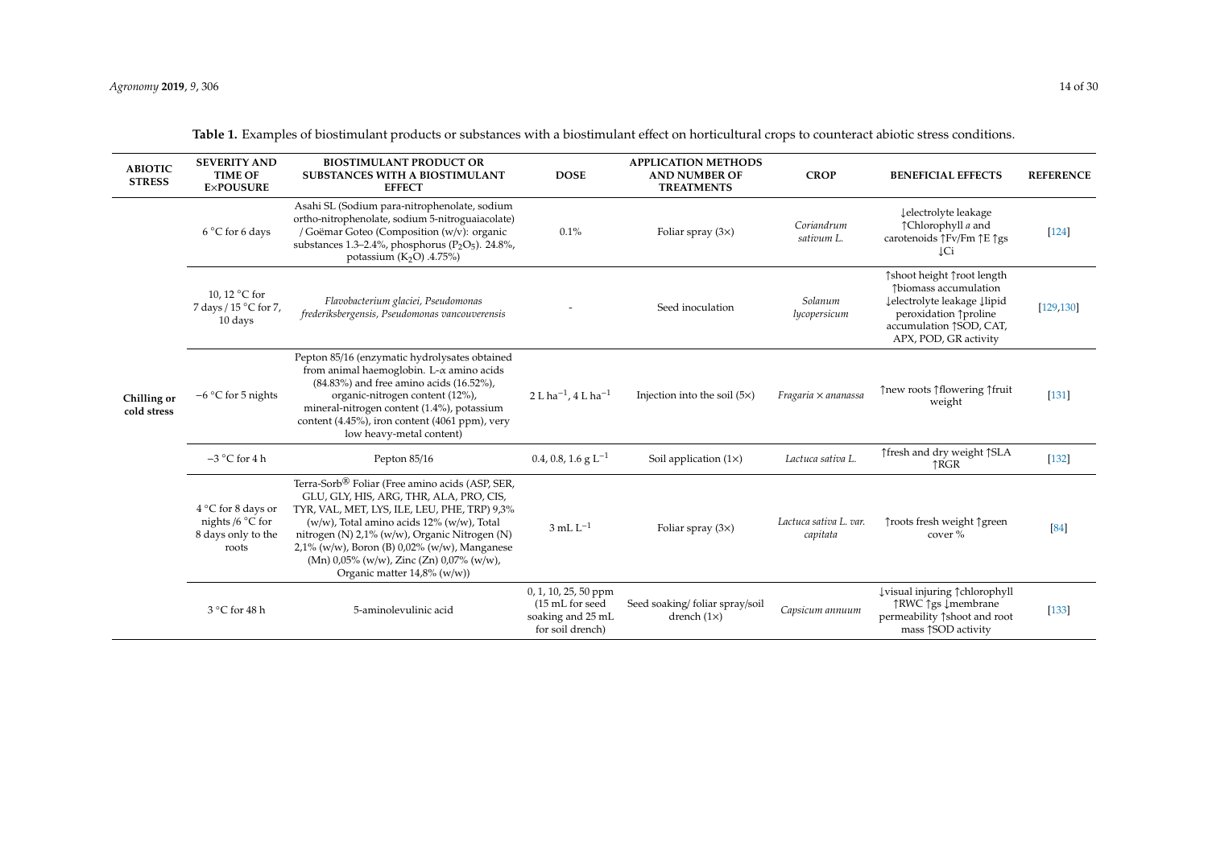**Table 1.** Examples of biostimulant products or substances with a biostimulant effect on horticultural crops to counteract abiotic stress conditions.

| ABIOTIC STRESS | SEVERITY AND TIME OF EXPOUSURE | BIOSTIMULANT PRODUCT OR SUBSTANCES WITH A BIOSTIMULANT EFFECT | DOSE | APPLICATION METHODS AND NUMBER OF TREATMENTS | CROP | BENEFICIAL EFFECTS | REFERENCE |
|---|---|---|---|---|---|---|---|
| Chilling or cold stress | 6 °C for 6 days | Asahi SL (Sodium para-nitrophenolate, sodium ortho-nitrophenolate, sodium 5-nitroguaiacolate) / Goëmar Goteo (Composition (w/v): organic substances 1.3–2.4%, phosphorus ($P_2O_5$). 24.8%, potassium ($K_2O$) .4.75%) | 0.1% | Foliar spray (3×) | *Coriandrum sativum L.* | ↓electrolyte leakage ↑Chlorophyll *a* and carotenoids ↑Fv/Fm ↑E ↑gs ↓Ci | [124] |
| | 10, 12 °C for 7 days / 15 °C for 7, 10 days | *Flavobacterium glaciei, Pseudomonas frederiksbergensis, Pseudomonas vancouverensis* | - | Seed inoculation | *Solanum lycopersicum* | ↑shoot height ↑root length ↑biomass accumulation ↓electrolyte leakage ↓lipid peroxidation ↑proline accumulation ↑SOD, CAT, APX, POD, GR activity | [129,130] |
| | −6 °C for 5 nights | Pepton 85/16 (enzymatic hydrolysates obtained from animal haemoglobin. L-α amino acids (84.83%) and free amino acids (16.52%), organic-nitrogen content (12%), mineral-nitrogen content (1.4%), potassium content (4.45%), iron content (4061 ppm), very low heavy-metal content) | 2 L $ha^{-1}$, 4 L $ha^{-1}$ | Injection into the soil (5×) | *Fragaria × ananassa* | ↑new roots ↑flowering ↑fruit weight | [131] |
| | −3 °C for 4 h | Pepton 85/16 | 0.4, 0.8, 1.6 g $L^{-1}$ | Soil application (1×) | *Lactuca sativa L.* | ↑fresh and dry weight ↑SLA ↑RGR | [132] |
| | 4 °C for 8 days or nights /6 °C for 8 days only to the roots | Terra-Sorb® Foliar (Free amino acids (ASP, SER, GLU, GLY, HIS, ARG, THR, ALA, PRO, CIS, TYR, VAL, MET, LYS, ILE, LEU, PHE, TRP) 9,3% (w/w), Total amino acids 12% (w/w), Total nitrogen (N) 2,1% (w/w), Organic Nitrogen (N) 2,1% (w/w), Boron (B) 0,02% (w/w), Manganese (Mn) 0,05% (w/w), Zinc (Zn) 0,07% (w/w), Organic matter 14,8% (w/w)) | 3 mL $L^{-1}$ | Foliar spray (3×) | *Lactuca sativa L. var. capitata* | ↑roots fresh weight ↑green cover % | [84] |
| | 3 °C for 48 h | 5-aminolevulinic acid | 0, 1, 10, 25, 50 ppm (15 mL for seed soaking and 25 mL for soil drench) | Seed soaking/ foliar spray/soil drench (1×) | *Capsicum annuum* | ↓visual injuring ↑chlorophyll ↑RWC ↑gs ↓membrane permeability ↑shoot and root mass ↑SOD activity | [133] |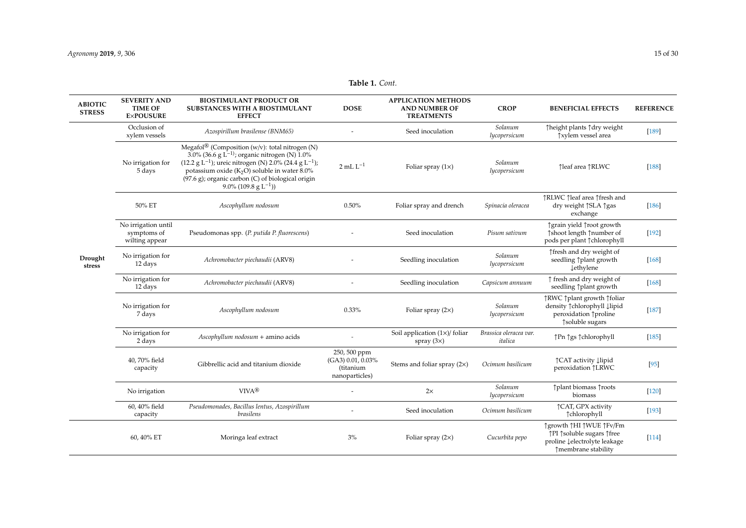**Table 1.** *Cont.*

| ABIOTIC STRESS | SEVERITY AND TIME OF EXPOUSURE | BIOSTIMULANT PRODUCT OR SUBSTANCES WITH A BIOSTIMULANT EFFECT | DOSE | APPLICATION METHODS AND NUMBER OF TREATMENTS | CROP | BENEFICIAL EFFECTS | REFERENCE |
|---|---|---|---|---|---|---|---|
| Drought stress | Occlusion of xylem vessels | *Azospirillum brasilense (BNM65)* | - | Seed inoculation | *Solanum lycopersicum* | ↑height plants ↑dry weight ↑xylem vessel area | [189] |
| | No irrigation for 5 days | Megafol® (Composition (w/v): total nitrogen (N) 3.0% (36.6 g $L^{-1}$); organic nitrogen (N) 1.0% (12.2 g $L^{-1}$); ureic nitrogen (N) 2.0% (24.4 g $L^{-1}$); potassium oxide ($K_2O$) soluble in water 8.0% (97.6 g); organic carbon (C) of biological origin 9.0% (109.8 g $L^{-1}$)) | 2 mL $L^{-1}$ | Foliar spray (1×) | *Solanum lycopersicum* | ↑leaf area ↑RLWC | [188] |
| | 50% ET | *Ascophyllum nodosum* | 0.50% | Foliar spray and drench | *Spinacia oleracea* | ↑RLWC ↑leaf area ↑fresh and dry weight ↑SLA ↑gas exchange | [186] |
| | No irrigation until symptoms of wilting appear | Pseudomonas spp. (*P. putida P. fluorescens*) | - | Seed inoculation | *Pisum sativum* | ↑grain yield ↑root growth ↑shoot length ↑number of pods per plant ↑chlorophyll | [192] |
| | No irrigation for 12 days | *Achromobacter piechaudii* (ARV8) | - | Seedling inoculation | *Solanum lycopersicum* | ↑fresh and dry weight of seedling ↑plant growth ↓ethylene | [168] |
| | No irrigation for 12 days | *Achromobacter piechaudii* (ARV8) | - | Seedling inoculation | *Capsicum annuum* | ↑ fresh and dry weight of seedling ↑plant growth | [168] |
| | No irrigation for 7 days | *Ascophyllum nodosum* | 0.33% | Foliar spray (2×) | *Solanum lycopersicum* | ↑RWC ↑plant growth ↑foliar density ↑chlorophyll ↓lipid peroxidation ↑proline ↑soluble sugars | [187] |
| | No irrigation for 2 days | *Ascophyllum nodosum* + amino acids | - | Soil application (1×)/ foliar spray (3×) | *Brassica oleracea var. italica* | ↑Pn ↑gs ↑chlorophyll | [185] |
| | 40, 70% field capacity | Gibbrellic acid and titanium dioxide | 250, 500 ppm (GA3) 0.01, 0.03% (titanium nanoparticles) | Stems and foliar spray (2×) | *Ocimum basilicum* | ↑CAT activity ↓lipid peroxidation ↑LRWC | [95] |
| | No irrigation | VIVA® | - | 2× | *Solanum lycopersicum* | ↑plant biomass ↑roots biomass | [120] |
| | 60, 40% field capacity | *Pseudomonades, Bacillus lentus, Azospirillum brasilens* | - | Seed inoculation | *Ocimum basilicum* | ↑CAT, GPX activity ↑chlorophyll | [193] |
| | 60, 40% ET | Moringa leaf extract | 3% | Foliar spray (2×) | *Cucurbita pepo* | ↑growth ↑HI ↑WUE ↑Fv/Fm ↑PI ↑soluble sugars ↑free proline ↓electrolyte leakage ↑membrane stability | [114] |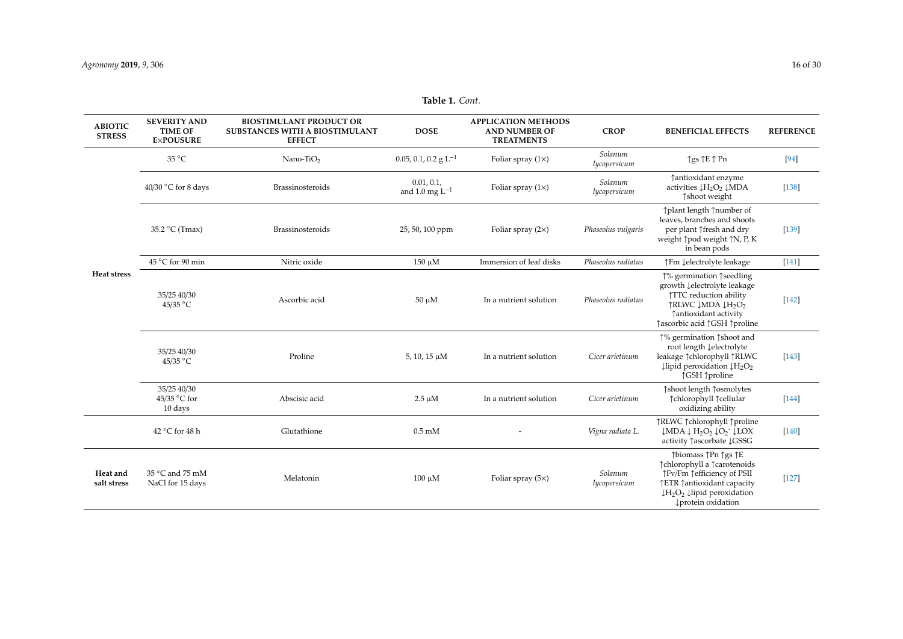**Table 1.** *Cont.*

| ABIOTIC STRESS | SEVERITY AND TIME OF EXPOUSURE | BIOSTIMULANT PRODUCT OR SUBSTANCES WITH A BIOSTIMULANT EFFECT | DOSE | APPLICATION METHODS AND NUMBER OF TREATMENTS | CROP | BENEFICIAL EFFECTS | REFERENCE |
|---|---|---|---|---|---|---|---|
| Heat stress | 35 °C | Nano-$TiO_2$ | 0.05, 0.1, 0.2 g $L^{-1}$ | Foliar spray (1×) | *Solanum lycopersicum* | ↑gs ↑E ↑ Pn | [94] |
| | 40/30 °C for 8 days | Brassinosteroids | 0.01, 0.1, and 1.0 mg $L^{-1}$ | Foliar spray (1×) | *Solanum lycopersicum* | ↑antioxidant enzyme activities ↓$H_2O_2$ ↓MDA ↑shoot weight | [138] |
| | 35.2 °C (Tmax) | Brassinosteroids | 25, 50, 100 ppm | Foliar spray (2×) | *Phaseolus vulgaris* | ↑plant length ↑number of leaves, branches and shoots per plant ↑fresh and dry weight ↑pod weight ↑N, P, K in bean pods | [139] |
| | 45 °C for 90 min | Nitric oxide | 150 μM | Immersion of leaf disks | *Phaseolus radiatus* | ↑Fm ↓electrolyte leakage | [141] |
| | 35/25 40/30 45/35 °C | Ascorbic acid | 50 μM | In a nutrient solution | *Phaseolus radiatus* | ↑% germination ↑seedling growth ↓electrolyte leakage ↑TTC reduction ability ↑RLWC ↓MDA ↓$H_2O_2$ ↑antioxidant activity ↑ascorbic acid ↑GSH ↑proline | [142] |
| | 35/25 40/30 45/35 °C | Proline | 5, 10, 15 μM | In a nutrient solution | *Cicer arietinum* | ↑% germination ↑shoot and root length ↓electrolyte leakage ↑chlorophyll ↑RLWC ↓lipid peroxidation ↓$H_2O_2$ ↑GSH ↑proline | [143] |
| | 35/25 40/30 45/35 °C for 10 days | Abscisic acid | 2.5 μM | In a nutrient solution | *Cicer arietinum* | ↑shoot length ↑osmolytes ↑chlorophyll ↑cellular oxidizing ability | [144] |
| | 42 °C for 48 h | Glutathione | 0.5 mM | - | *Vigna radiata L.* | ↑RLWC ↑chlorophyll ↑proline ↓MDA ↓ $H_2O_2$ ↓$O_2^-$ ↓LOX activity ↑ascorbate ↓GSSG | [140] |
| Heat and salt stress | 35 °C and 75 mM NaCl for 15 days | Melatonin | 100 μM | Foliar spray (5×) | *Solanum lycopersicum* | ↑biomass ↑Pn ↑gs ↑E ↑chlorophyll a ↑carotenoids ↑Fv/Fm ↑efficiency of PSII ↑ETR ↑antioxidant capacity ↓$H_2O_2$ ↓lipid peroxidation ↓protein oxidation | [127] |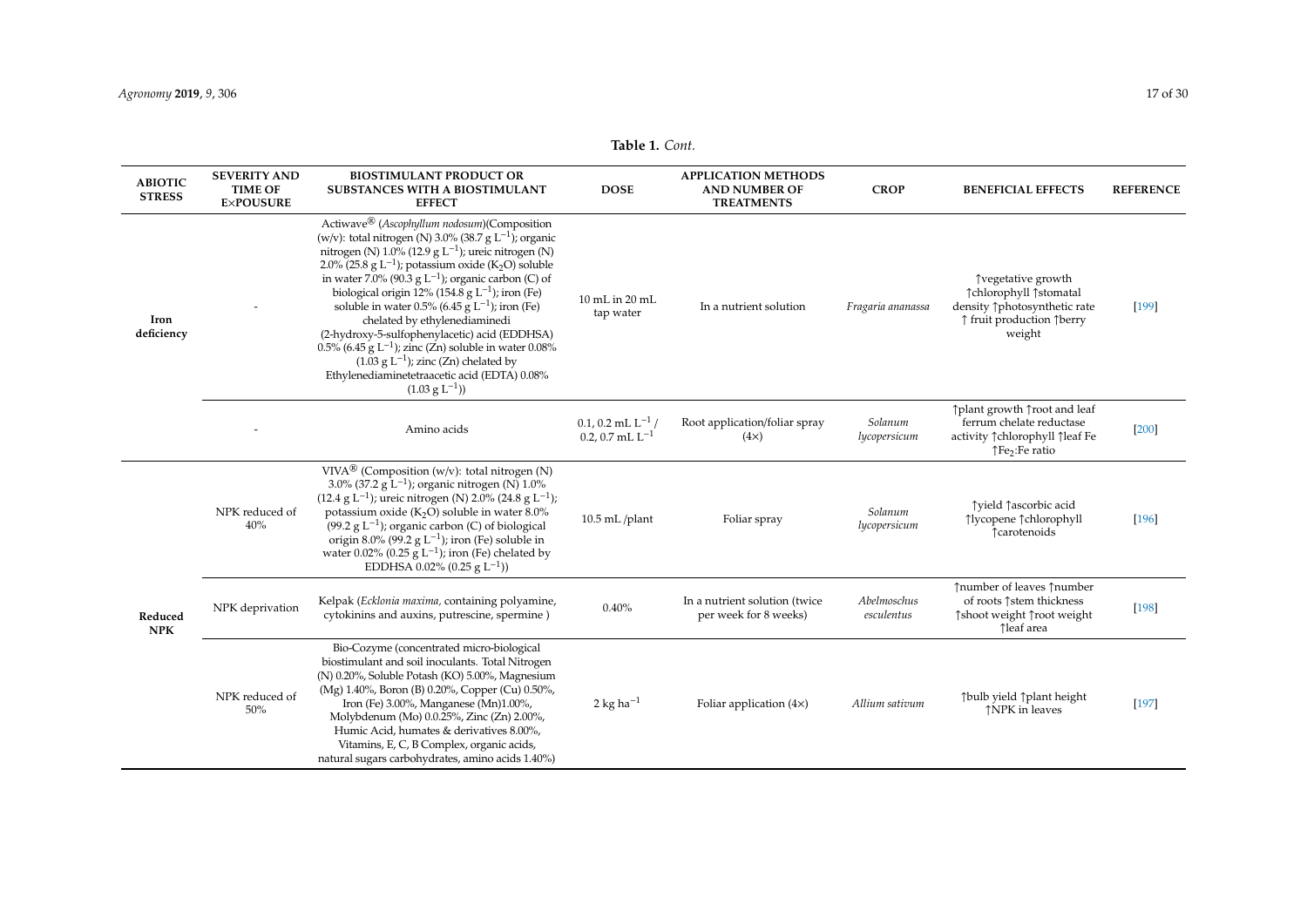**Table 1.** *Cont.*

| ABIOTIC STRESS | SEVERITY AND TIME OF EXPOSURE | BIOSTIMULANT PRODUCT OR SUBSTANCES WITH A BIOSTIMULANT EFFECT | DOSE | APPLICATION METHODS AND NUMBER OF TREATMENTS | CROP | BENEFICIAL EFFECTS | REFERENCE |
|---|---|---|---|---|---|---|---|
| Iron deficiency | - | Actiwave® (*Ascophyllum nodosum*)(Composition (w/v): total nitrogen (N) 3.0% (38.7 g $L^{-1}$); organic nitrogen (N) 1.0% (12.9 g $L^{-1}$); ureic nitrogen (N) 2.0% (25.8 g $L^{-1}$); potassium oxide ($K_2O$) soluble in water 7.0% (90.3 g $L^{-1}$); organic carbon (C) of biological origin 12% (154.8 g $L^{-1}$); iron (Fe) soluble in water 0.5% (6.45 g $L^{-1}$); iron (Fe) chelated by ethylenediaminedi (2-hydroxy-5-sulfophenylacetic) acid (EDDHSA) 0.5% (6.45 g $L^{-1}$); zinc (Zn) soluble in water 0.08% (1.03 g $L^{-1}$); zinc (Zn) chelated by Ethylenediaminetetraacetic acid (EDTA) 0.08% (1.03 g $L^{-1}$)) | 10 mL in 20 mL tap water | In a nutrient solution | *Fragaria ananassa* | ↑vegetative growth ↑chlorophyll ↑stomatal density ↑photosynthetic rate ↑ fruit production ↑berry weight | [199] |
| | - | Amino acids | 0.1, 0.2 mL $L^{-1}$ / 0.2, 0.7 mL $L^{-1}$ | Root application/foliar spray (4×) | *Solanum lycopersicum* | ↑plant growth ↑root and leaf ferrum chelate reductase activity ↑chlorophyll ↑leaf Fe ↑$Fe_2$:Fe ratio | [200] |
| Reduced NPK | NPK reduced of 40% | VIVA® (Composition (w/v): total nitrogen (N) 3.0% (37.2 g $L^{-1}$); organic nitrogen (N) 1.0% (12.4 g $L^{-1}$); ureic nitrogen (N) 2.0% (24.8 g $L^{-1}$); potassium oxide ($K_2O$) soluble in water 8.0% (99.2 g $L^{-1}$); organic carbon (C) of biological origin 8.0% (99.2 g $L^{-1}$); iron (Fe) soluble in water 0.02% (0.25 g $L^{-1}$); iron (Fe) chelated by EDDHSA 0.02% (0.25 g $L^{-1}$)) | 10.5 mL /plant | Foliar spray | *Solanum lycopersicum* | ↑yield ↑ascorbic acid ↑lycopene ↑chlorophyll ↑carotenoids | [196] |
| | NPK deprivation | Kelpak (*Ecklonia maxima,* containing polyamine, cytokinins and auxins, putrescine, spermine ) | 0.40% | In a nutrient solution (twice per week for 8 weeks) | *Abelmoschus esculentus* | ↑number of leaves ↑number of roots ↑stem thickness ↑shoot weight ↑root weight ↑leaf area | [198] |
| | NPK reduced of 50% | Bio-Cozyme (concentrated micro-biological biostimulant and soil inoculants. Total Nitrogen (N) 0.20%, Soluble Potash (KO) 5.00%, Magnesium (Mg) 1.40%, Boron (B) 0.20%, Copper (Cu) 0.50%, Iron (Fe) 3.00%, Manganese (Mn)1.00%, Molybdenum (Mo) 0.0.25%, Zinc (Zn) 2.00%, Humic Acid, humates & derivatives 8.00%, Vitamins, E, C, B Complex, organic acids, natural sugars carbohydrates, amino acids 1.40%) | 2 kg $ha^{-1}$ | Foliar application (4×) | *Allium sativum* | ↑bulb yield ↑plant height ↑NPK in leaves | [197] |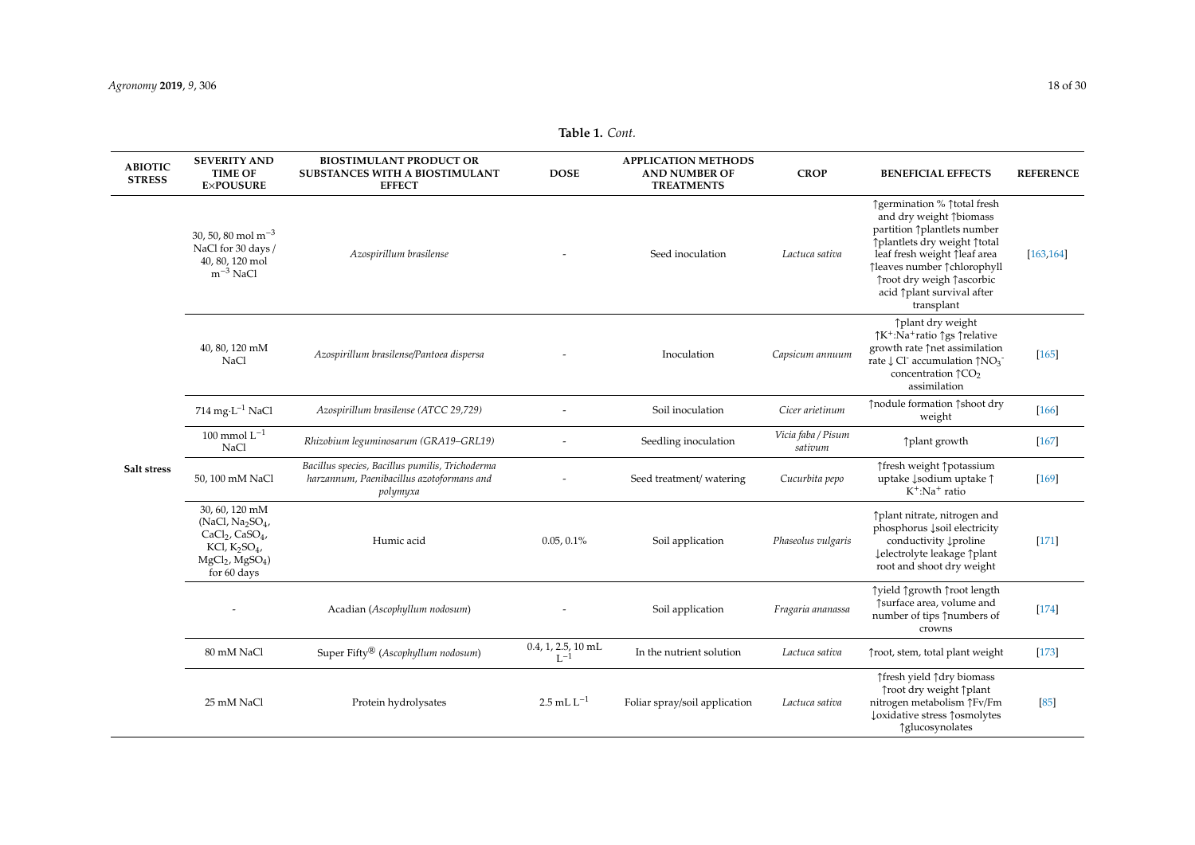**Table 1.** *Cont.*

| ABIOTIC STRESS | SEVERITY AND TIME OF E×POUSURE | BIOSTIMULANT PRODUCT OR SUBSTANCES WITH A BIOSTIMULANT EFFECT | DOSE | APPLICATION METHODS AND NUMBER OF TREATMENTS | CROP | BENEFICIAL EFFECTS | REFERENCE |
|---|---|---|---|---|---|---|---|
| Salt stress | 30, 50, 80 mol $m^{-3}$ NaCl for 30 days / 40, 80, 120 mol $m^{-3}$ NaCl | *Azospirillum brasilense* | - | Seed inoculation | *Lactuca sativa* | ↑germination % ↑total fresh and dry weight ↑biomass partition ↑plantlets number ↑plantlets dry weight ↑total leaf fresh weight ↑leaf area ↑leaves number ↑chlorophyll ↑root dry weigh ↑ascorbic acid ↑plant survival after transplant | [163,164] |
| | 40, 80, 120 mM NaCl | *Azospirillum brasilense/Pantoea dispersa* | - | Inoculation | *Capsicum annuum* | ↑plant dry weight ↑$K^+$:$Na^+$ratio ↑gs ↑relative growth rate ↑net assimilation rate ↓ $Cl^-$ accumulation ↑$NO_3^-$ concentration ↑$CO_2$ assimilation | [165] |
| | 714 mg·$L^{-1}$ NaCl | *Azospirillum brasilense (ATCC 29,729)* | - | Soil inoculation | *Cicer arietinum* | ↑nodule formation ↑shoot dry weight | [166] |
| | 100 mmol $L^{-1}$ NaCl | *Rhizobium leguminosarum (GRA19–GRL19)* | - | Seedling inoculation | *Vicia faba / Pisum sativum* | ↑plant growth | [167] |
| | 50, 100 mM NaCl | *Bacillus species, Bacillus pumilis, Trichoderma harzannum, Paenibacillus azotoformans and polymyxa* | - | Seed treatment/ watering | *Cucurbita pepo* | ↑fresh weight ↑potassium uptake ↓sodium uptake ↑ $K^+$:$Na^+$ ratio | [169] |
| | 30, 60, 120 mM (NaCl, $Na_2SO_4$, $CaCl_2$, $CaSO_4$, KCl, $K_2SO_4$, $MgCl_2$, $MgSO_4$) for 60 days | Humic acid | 0.05, 0.1% | Soil application | *Phaseolus vulgaris* | ↑plant nitrate, nitrogen and phosphorus ↓soil electricity conductivity ↓proline ↓electrolyte leakage ↑plant root and shoot dry weight | [171] |
| | - | Acadian (*Ascophyllum nodosum*) | - | Soil application | *Fragaria ananassa* | ↑yield ↑growth ↑root length ↑surface area, volume and number of tips ↑numbers of crowns | [174] |
| | 80 mM NaCl | Super Fifty® (*Ascophyllum nodosum*) | 0.4, 1, 2.5, 10 mL $L^{-1}$ | In the nutrient solution | *Lactuca sativa* | ↑root, stem, total plant weight | [173] |
| | 25 mM NaCl | Protein hydrolysates | 2.5 mL $L^{-1}$ | Foliar spray/soil application | *Lactuca sativa* | ↑fresh yield ↑dry biomass ↑root dry weight ↑plant nitrogen metabolism ↑Fv/Fm ↓oxidative stress ↑osmolytes ↑glucosynolates | [85] |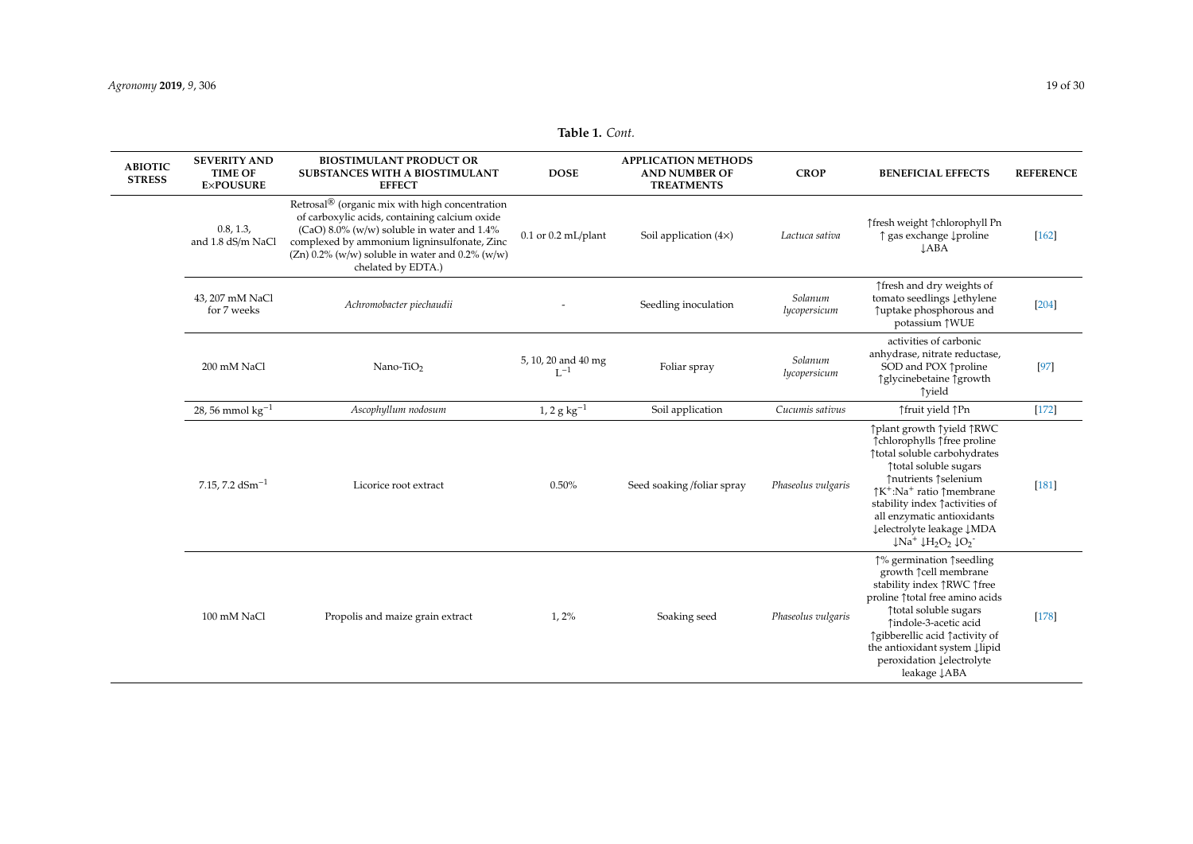**Table 1.** *Cont.*

| ABIOTIC STRESS | SEVERITY AND TIME OF EXPOUSURE | BIOSTIMULANT PRODUCT OR SUBSTANCES WITH A BIOSTIMULANT EFFECT | DOSE | APPLICATION METHODS AND NUMBER OF TREATMENTS | CROP | BENEFICIAL EFFECTS | REFERENCE |
|---|---|---|---|---|---|---|---|
| | 0.8, 1.3, and 1.8 dS/m NaCl | Retrosal® (organic mix with high concentration of carboxylic acids, containing calcium oxide (CaO) 8.0% (w/w) soluble in water and 1.4% complexed by ammonium ligninsulfonate, Zinc (Zn) 0.2% (w/w) soluble in water and 0.2% (w/w) chelated by EDTA.) | 0.1 or 0.2 mL/plant | Soil application (4×) | *Lactuca sativa* | ↑fresh weight ↑chlorophyll Pn ↑ gas exchange ↓proline ↓ABA | [162] |
| | 43, 207 mM NaCl for 7 weeks | *Achromobacter piechaudii* | - | Seedling inoculation | *Solanum lycopersicum* | ↑fresh and dry weights of tomato seedlings ↓ethylene ↑uptake phosphorous and potassium ↑WUE | [204] |
| | 200 mM NaCl | Nano-$TiO_2$ | 5, 10, 20 and 40 mg $L^{-1}$ | Foliar spray | *Solanum lycopersicum* | activities of carbonic anhydrase, nitrate reductase, SOD and POX ↑proline ↑glycinebetaine ↑growth ↑yield | [97] |
| | 28, 56 mmol $kg^{-1}$ | *Ascophyllum nodosum* | 1, 2 g $kg^{-1}$ | Soil application | *Cucumis sativus* | ↑fruit yield ↑Pn | [172] |
| | 7.15, 7.2 $dSm^{-1}$ | Licorice root extract | 0.50% | Seed soaking /foliar spray | *Phaseolus vulgaris* | ↑plant growth ↑yield ↑RWC ↑chlorophylls ↑free proline ↑total soluble carbohydrates ↑total soluble sugars ↑nutrients ↑selenium ↑$K^+$:$Na^+$ ratio ↑membrane stability index ↑activities of all enzymatic antioxidants ↓electrolyte leakage ↓MDA ↓$Na^+$ ↓$H_2O_2$ ↓$O_2^-$ | [181] |
| | 100 mM NaCl | Propolis and maize grain extract | 1, 2% | Soaking seed | *Phaseolus vulgaris* | ↑% germination ↑seedling growth ↑cell membrane stability index ↑RWC ↑free proline ↑total free amino acids ↑total soluble sugars ↑indole-3-acetic acid ↑gibberellic acid ↑activity of the antioxidant system ↓lipid peroxidation ↓electrolyte leakage ↓ABA | [178] |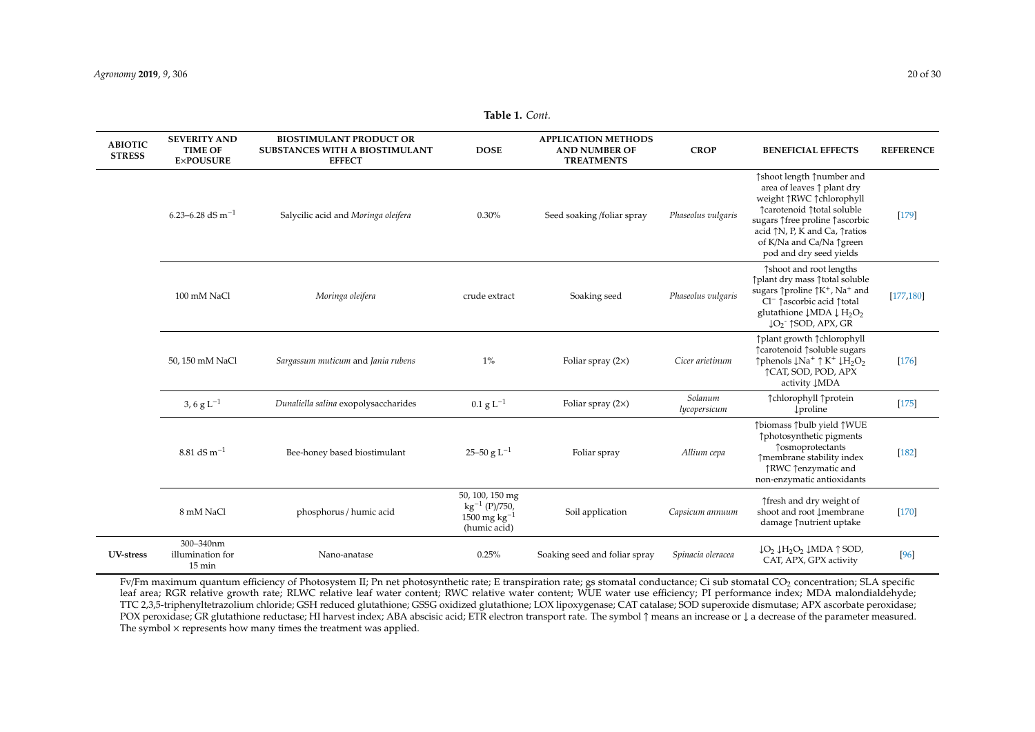**Table 1.** *Cont.*

| ABIOTIC STRESS | SEVERITY AND TIME OF EXPOUSURE | BIOSTIMULANT PRODUCT OR SUBSTANCES WITH A BIOSTIMULANT EFFECT | DOSE | APPLICATION METHODS AND NUMBER OF TREATMENTS | CROP | BENEFICIAL EFFECTS | REFERENCE |
|---|---|---|---|---|---|---|---|
| | 6.23–6.28 dS $m^{-1}$ | Salycilic acid and *Moringa oleifera* | 0.30% | Seed soaking /foliar spray | *Phaseolus vulgaris* | ↑shoot length ↑number and area of leaves ↑ plant dry weight ↑RWC ↑chlorophyll ↑carotenoid ↑total soluble sugars ↑free proline ↑ascorbic acid ↑N, P, K and Ca, ↑ratios of K/Na and Ca/Na ↑green pod and dry seed yields | [179] |
| | 100 mM NaCl | *Moringa oleifera* | crude extract | Soaking seed | *Phaseolus vulgaris* | ↑shoot and root lengths ↑plant dry mass ↑total soluble sugars ↑proline ↑$K^+$, $Na^+$ and $Cl^-$ ↑ascorbic acid ↑total glutathione ↓MDA ↓ $H_2O_2$ ↓$O_2^-$ ↑SOD, APX, GR | [177,180] |
| | 50, 150 mM NaCl | *Sargassum muticum* and *Jania rubens* | 1% | Foliar spray (2×) | *Cicer arietinum* | ↑plant growth ↑chlorophyll ↑carotenoid ↑soluble sugars ↑phenols ↓$Na^+$ ↑ $K^+$ ↓$H_2O_2$ ↑CAT, SOD, POD, APX activity ↓MDA | [176] |
| | 3, 6 g $L^{-1}$ | *Dunaliella salina* exopolysaccharides | 0.1 g $L^{-1}$ | Foliar spray (2×) | *Solanum lycopersicum* | ↑chlorophyll ↑protein ↓proline | [175] |
| | 8.81 dS $m^{-1}$ | Bee-honey based biostimulant | 25–50 g $L^{-1}$ | Foliar spray | *Allium cepa* | ↑biomass ↑bulb yield ↑WUE ↑photosynthetic pigments ↑osmoprotectants ↑membrane stability index ↑RWC ↑enzymatic and non-enzymatic antioxidants | [182] |
| | 8 mM NaCl | phosphorus / humic acid | 50, 100, 150 mg $kg^{-1}$ (P)/750, 1500 mg $kg^{-1}$ (humic acid) | Soil application | *Capsicum annuum* | ↑fresh and dry weight of shoot and root ↓membrane damage ↑nutrient uptake | [170] |
| **UV-stress** | 300–340nm illumination for 15 min | Nano-anatase | 0.25% | Soaking seed and foliar spray | *Spinacia oleracea* | ↓$O_2$ ↓$H_2O_2$ ↓MDA ↑ SOD, CAT, APX, GPX activity | [96] |

Fv/Fm maximum quantum efficiency of Photosystem II; Pn net photosynthetic rate; E transpiration rate; gs stomatal conductance; Ci sub stomatal $CO_2$ concentration; SLA specific leaf area; RGR relative growth rate; RLWC relative leaf water content; RWC relative water content; WUE water use efficiency; PI performance index; MDA malondialdehyde; TTC 2,3,5-triphenyltetrazolium chloride; GSH reduced glutathione; GSSG oxidized glutathione; LOX lipoxygenase; CAT catalase; SOD superoxide dismutase; APX ascorbate peroxidase; POX peroxidase; GR glutathione reductase; HI harvest index; ABA abscisic acid; ETR electron transport rate. The symbol ↑ means an increase or ↓ a decrease of the parameter measured. The symbol × represents how many times the treatment was applied.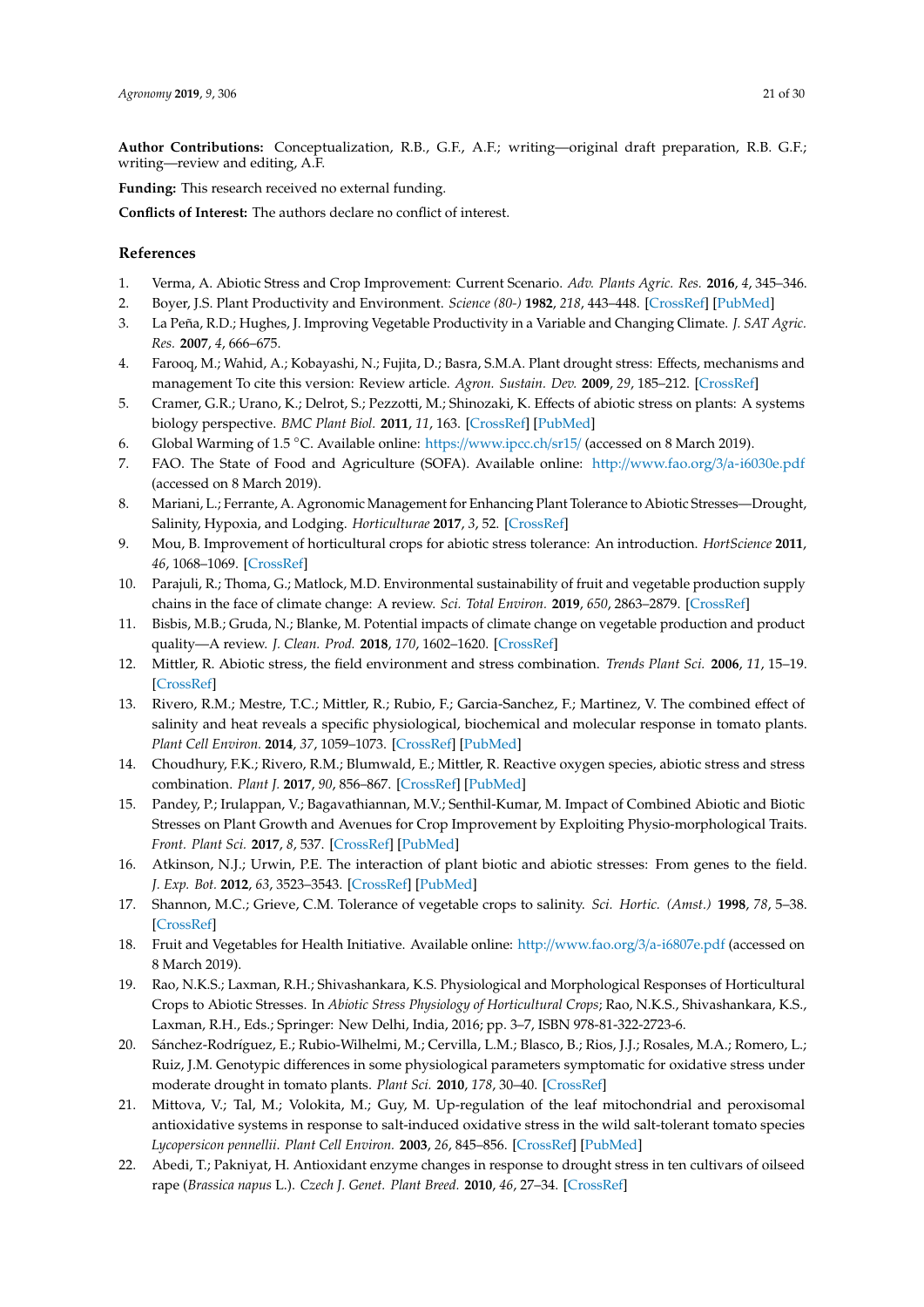**Author Contributions:** Conceptualization, R.B., G.F., A.F.; writing—original draft preparation, R.B. G.F.; writing—review and editing, A.F.

**Funding:** This research received no external funding.

**Conflicts of Interest:** The authors declare no conflict of interest.

## References

1. Verma, A. Abiotic Stress and Crop Improvement: Current Scenario. *Adv. Plants Agric. Res.* **2016**, *4*, 345–346.
2. Boyer, J.S. Plant Productivity and Environment. *Science (80-)* **1982**, *218*, 443–448. [CrossRef] [PubMed]
3. La Peña, R.D.; Hughes, J. Improving Vegetable Productivity in a Variable and Changing Climate. *J. SAT Agric. Res.* **2007**, *4*, 666–675.
4. Farooq, M.; Wahid, A.; Kobayashi, N.; Fujita, D.; Basra, S.M.A. Plant drought stress: Effects, mechanisms and management To cite this version: Review article. *Agron. Sustain. Dev.* **2009**, *29*, 185–212. [CrossRef]
5. Cramer, G.R.; Urano, K.; Delrot, S.; Pezzotti, M.; Shinozaki, K. Effects of abiotic stress on plants: A systems biology perspective. *BMC Plant Biol.* **2011**, *11*, 163. [CrossRef] [PubMed]
6. Global Warming of 1.5 °C. Available online: https://www.ipcc.ch/sr15/ (accessed on 8 March 2019).
7. FAO. The State of Food and Agriculture (SOFA). Available online: http://www.fao.org/3/a-i6030e.pdf (accessed on 8 March 2019).
8. Mariani, L.; Ferrante, A. Agronomic Management for Enhancing Plant Tolerance to Abiotic Stresses—Drought, Salinity, Hypoxia, and Lodging. *Horticulturae* **2017**, *3*, 52. [CrossRef]
9. Mou, B. Improvement of horticultural crops for abiotic stress tolerance: An introduction. *HortScience* **2011**, *46*, 1068–1069. [CrossRef]
10. Parajuli, R.; Thoma, G.; Matlock, M.D. Environmental sustainability of fruit and vegetable production supply chains in the face of climate change: A review. *Sci. Total Environ.* **2019**, *650*, 2863–2879. [CrossRef]
11. Bisbis, M.B.; Gruda, N.; Blanke, M. Potential impacts of climate change on vegetable production and product quality—A review. *J. Clean. Prod.* **2018**, *170*, 1602–1620. [CrossRef]
12. Mittler, R. Abiotic stress, the field environment and stress combination. *Trends Plant Sci.* **2006**, *11*, 15–19. [CrossRef]
13. Rivero, R.M.; Mestre, T.C.; Mittler, R.; Rubio, F.; Garcia-Sanchez, F.; Martinez, V. The combined effect of salinity and heat reveals a specific physiological, biochemical and molecular response in tomato plants. *Plant Cell Environ.* **2014**, *37*, 1059–1073. [CrossRef] [PubMed]
14. Choudhury, F.K.; Rivero, R.M.; Blumwald, E.; Mittler, R. Reactive oxygen species, abiotic stress and stress combination. *Plant J.* **2017**, *90*, 856–867. [CrossRef] [PubMed]
15. Pandey, P.; Irulappan, V.; Bagavathiannan, M.V.; Senthil-Kumar, M. Impact of Combined Abiotic and Biotic Stresses on Plant Growth and Avenues for Crop Improvement by Exploiting Physio-morphological Traits. *Front. Plant Sci.* **2017**, *8*, 537. [CrossRef] [PubMed]
16. Atkinson, N.J.; Urwin, P.E. The interaction of plant biotic and abiotic stresses: From genes to the field. *J. Exp. Bot.* **2012**, *63*, 3523–3543. [CrossRef] [PubMed]
17. Shannon, M.C.; Grieve, C.M. Tolerance of vegetable crops to salinity. *Sci. Hortic. (Amst.)* **1998**, *78*, 5–38. [CrossRef]
18. Fruit and Vegetables for Health Initiative. Available online: http://www.fao.org/3/a-i6807e.pdf (accessed on 8 March 2019).
19. Rao, N.K.S.; Laxman, R.H.; Shivashankara, K.S. Physiological and Morphological Responses of Horticultural Crops to Abiotic Stresses. In *Abiotic Stress Physiology of Horticultural Crops*; Rao, N.K.S., Shivashankara, K.S., Laxman, R.H., Eds.; Springer: New Delhi, India, 2016; pp. 3–7, ISBN 978-81-322-2723-6.
20. Sánchez-Rodríguez, E.; Rubio-Wilhelmi, M.; Cervilla, L.M.; Blasco, B.; Rios, J.J.; Rosales, M.A.; Romero, L.; Ruiz, J.M. Genotypic differences in some physiological parameters symptomatic for oxidative stress under moderate drought in tomato plants. *Plant Sci.* **2010**, *178*, 30–40. [CrossRef]
21. Mittova, V.; Tal, M.; Volokita, M.; Guy, M. Up-regulation of the leaf mitochondrial and peroxisomal antioxidative systems in response to salt-induced oxidative stress in the wild salt-tolerant tomato species *Lycopersicon pennellii*. *Plant Cell Environ.* **2003**, *26*, 845–856. [CrossRef] [PubMed]
22. Abedi, T.; Pakniyat, H. Antioxidant enzyme changes in response to drought stress in ten cultivars of oilseed rape (*Brassica napus* L.). *Czech J. Genet. Plant Breed.* **2010**, *46*, 27–34. [CrossRef]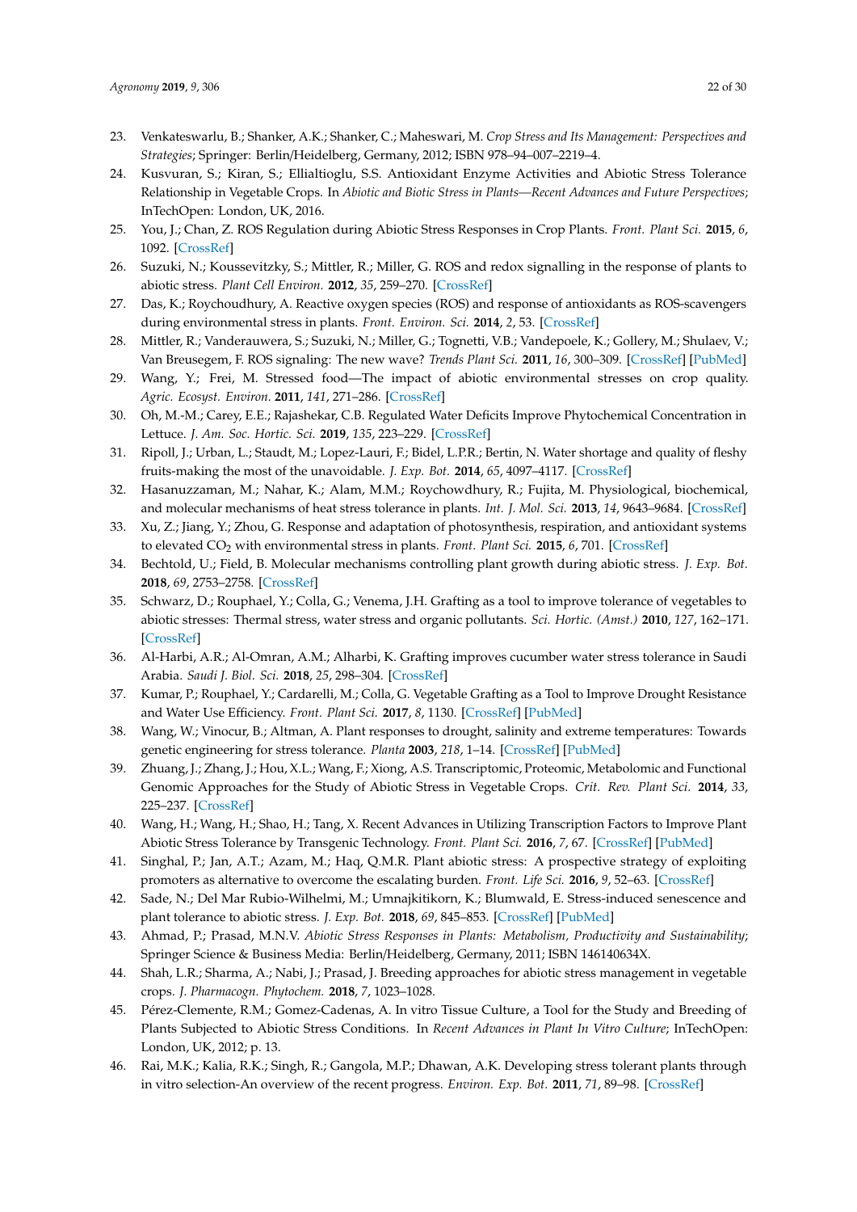23. Venkateswarlu, B.; Shanker, A.K.; Shanker, C.; Maheswari, M. *Crop Stress and Its Management: Perspectives and Strategies*; Springer: Berlin/Heidelberg, Germany, 2012; ISBN 978–94–007–2219–4.
24. Kusvuran, S.; Kiran, S.; Ellialtioglu, S.S. Antioxidant Enzyme Activities and Abiotic Stress Tolerance Relationship in Vegetable Crops. In *Abiotic and Biotic Stress in Plants—Recent Advances and Future Perspectives*; InTechOpen: London, UK, 2016.
25. You, J.; Chan, Z. ROS Regulation during Abiotic Stress Responses in Crop Plants. *Front. Plant Sci.* **2015**, *6*, 1092. [CrossRef]
26. Suzuki, N.; Koussevitzky, S.; Mittler, R.; Miller, G. ROS and redox signalling in the response of plants to abiotic stress. *Plant Cell Environ.* **2012**, *35*, 259–270. [CrossRef]
27. Das, K.; Roychoudhury, A. Reactive oxygen species (ROS) and response of antioxidants as ROS-scavengers during environmental stress in plants. *Front. Environ. Sci.* **2014**, *2*, 53. [CrossRef]
28. Mittler, R.; Vanderauwera, S.; Suzuki, N.; Miller, G.; Tognetti, V.B.; Vandepoele, K.; Gollery, M.; Shulaev, V.; Van Breusegem, F. ROS signaling: The new wave? *Trends Plant Sci.* **2011**, *16*, 300–309. [CrossRef] [PubMed]
29. Wang, Y.; Frei, M. Stressed food—The impact of abiotic environmental stresses on crop quality. *Agric. Ecosyst. Environ.* **2011**, *141*, 271–286. [CrossRef]
30. Oh, M.-M.; Carey, E.E.; Rajashekar, C.B. Regulated Water Deficits Improve Phytochemical Concentration in Lettuce. *J. Am. Soc. Hortic. Sci.* **2019**, *135*, 223–229. [CrossRef]
31. Ripoll, J.; Urban, L.; Staudt, M.; Lopez-Lauri, F.; Bidel, L.P.R.; Bertin, N. Water shortage and quality of fleshy fruits-making the most of the unavoidable. *J. Exp. Bot.* **2014**, *65*, 4097–4117. [CrossRef]
32. Hasanuzzaman, M.; Nahar, K.; Alam, M.M.; Roychowdhury, R.; Fujita, M. Physiological, biochemical, and molecular mechanisms of heat stress tolerance in plants. *Int. J. Mol. Sci.* **2013**, *14*, 9643–9684. [CrossRef]
33. Xu, Z.; Jiang, Y.; Zhou, G. Response and adaptation of photosynthesis, respiration, and antioxidant systems to elevated $CO_2$ with environmental stress in plants. *Front. Plant Sci.* **2015**, *6*, 701. [CrossRef]
34. Bechtold, U.; Field, B. Molecular mechanisms controlling plant growth during abiotic stress. *J. Exp. Bot.* **2018**, *69*, 2753–2758. [CrossRef]
35. Schwarz, D.; Rouphael, Y.; Colla, G.; Venema, J.H. Grafting as a tool to improve tolerance of vegetables to abiotic stresses: Thermal stress, water stress and organic pollutants. *Sci. Hortic. (Amst.)* **2010**, *127*, 162–171. [CrossRef]
36. Al-Harbi, A.R.; Al-Omran, A.M.; Alharbi, K. Grafting improves cucumber water stress tolerance in Saudi Arabia. *Saudi J. Biol. Sci.* **2018**, *25*, 298–304. [CrossRef]
37. Kumar, P.; Rouphael, Y.; Cardarelli, M.; Colla, G. Vegetable Grafting as a Tool to Improve Drought Resistance and Water Use Efficiency. *Front. Plant Sci.* **2017**, *8*, 1130. [CrossRef] [PubMed]
38. Wang, W.; Vinocur, B.; Altman, A. Plant responses to drought, salinity and extreme temperatures: Towards genetic engineering for stress tolerance. *Planta* **2003**, *218*, 1–14. [CrossRef] [PubMed]
39. Zhuang, J.; Zhang, J.; Hou, X.L.; Wang, F.; Xiong, A.S. Transcriptomic, Proteomic, Metabolomic and Functional Genomic Approaches for the Study of Abiotic Stress in Vegetable Crops. *Crit. Rev. Plant Sci.* **2014**, *33*, 225–237. [CrossRef]
40. Wang, H.; Wang, H.; Shao, H.; Tang, X. Recent Advances in Utilizing Transcription Factors to Improve Plant Abiotic Stress Tolerance by Transgenic Technology. *Front. Plant Sci.* **2016**, *7*, 67. [CrossRef] [PubMed]
41. Singhal, P.; Jan, A.T.; Azam, M.; Haq, Q.M.R. Plant abiotic stress: A prospective strategy of exploiting promoters as alternative to overcome the escalating burden. *Front. Life Sci.* **2016**, *9*, 52–63. [CrossRef]
42. Sade, N.; Del Mar Rubio-Wilhelmi, M.; Umnajkitikorn, K.; Blumwald, E. Stress-induced senescence and plant tolerance to abiotic stress. *J. Exp. Bot.* **2018**, *69*, 845–853. [CrossRef] [PubMed]
43. Ahmad, P.; Prasad, M.N.V. *Abiotic Stress Responses in Plants: Metabolism, Productivity and Sustainability*; Springer Science & Business Media: Berlin/Heidelberg, Germany, 2011; ISBN 146140634X.
44. Shah, L.R.; Sharma, A.; Nabi, J.; Prasad, J. Breeding approaches for abiotic stress management in vegetable crops. *J. Pharmacogn. Phytochem.* **2018**, *7*, 1023–1028.
45. Pérez-Clemente, R.M.; Gomez-Cadenas, A. In vitro Tissue Culture, a Tool for the Study and Breeding of Plants Subjected to Abiotic Stress Conditions. In *Recent Advances in Plant In Vitro Culture*; InTechOpen: London, UK, 2012; p. 13.
46. Rai, M.K.; Kalia, R.K.; Singh, R.; Gangola, M.P.; Dhawan, A.K. Developing stress tolerant plants through in vitro selection-An overview of the recent progress. *Environ. Exp. Bot.* **2011**, *71*, 89–98. [CrossRef]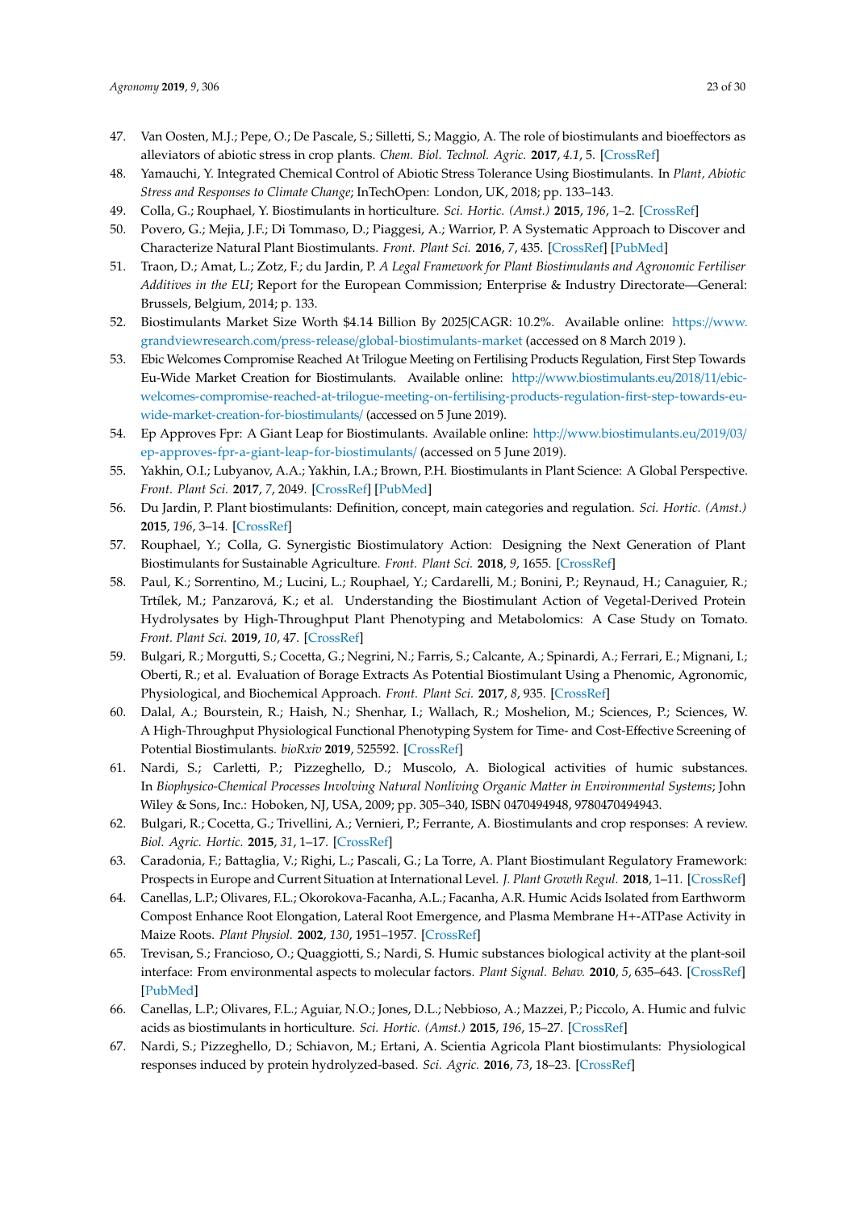47. Van Oosten, M.J.; Pepe, O.; De Pascale, S.; Silletti, S.; Maggio, A. The role of biostimulants and bioeffectors as alleviators of abiotic stress in crop plants. *Chem. Biol. Technol. Agric.* **2017**, *4.1*, 5. [CrossRef]
48. Yamauchi, Y. Integrated Chemical Control of Abiotic Stress Tolerance Using Biostimulants. In *Plant, Abiotic Stress and Responses to Climate Change*; InTechOpen: London, UK, 2018; pp. 133–143.
49. Colla, G.; Rouphael, Y. Biostimulants in horticulture. *Sci. Hortic. (Amst.)* **2015**, *196*, 1–2. [CrossRef]
50. Povero, G.; Mejia, J.F.; Di Tommaso, D.; Piaggesi, A.; Warrior, P. A Systematic Approach to Discover and Characterize Natural Plant Biostimulants. *Front. Plant Sci.* **2016**, *7*, 435. [CrossRef] [PubMed]
51. Traon, D.; Amat, L.; Zotz, F.; du Jardin, P. *A Legal Framework for Plant Biostimulants and Agronomic Fertiliser Additives in the EU*; Report for the European Commission; Enterprise & Industry Directorate—General: Brussels, Belgium, 2014; p. 133.
52. Biostimulants Market Size Worth $4.14 Billion By 2025|CAGR: 10.2%. Available online: https://www.grandviewresearch.com/press-release/global-biostimulants-market (accessed on 8 March 2019 ).
53. Ebic Welcomes Compromise Reached At Trilogue Meeting on Fertilising Products Regulation, First Step Towards Eu-Wide Market Creation for Biostimulants. Available online: http://www.biostimulants.eu/2018/11/ebic-welcomes-compromise-reached-at-trilogue-meeting-on-fertilising-products-regulation-first-step-towards-eu-wide-market-creation-for-biostimulants/ (accessed on 5 June 2019).
54. Ep Approves Fpr: A Giant Leap for Biostimulants. Available online: http://www.biostimulants.eu/2019/03/ep-approves-fpr-a-giant-leap-for-biostimulants/ (accessed on 5 June 2019).
55. Yakhin, O.I.; Lubyanov, A.A.; Yakhin, I.A.; Brown, P.H. Biostimulants in Plant Science: A Global Perspective. *Front. Plant Sci.* **2017**, *7*, 2049. [CrossRef] [PubMed]
56. Du Jardin, P. Plant biostimulants: Definition, concept, main categories and regulation. *Sci. Hortic. (Amst.)* **2015**, *196*, 3–14. [CrossRef]
57. Rouphael, Y.; Colla, G. Synergistic Biostimulatory Action: Designing the Next Generation of Plant Biostimulants for Sustainable Agriculture. *Front. Plant Sci.* **2018**, *9*, 1655. [CrossRef]
58. Paul, K.; Sorrentino, M.; Lucini, L.; Rouphael, Y.; Cardarelli, M.; Bonini, P.; Reynaud, H.; Canaguier, R.; Trtílek, M.; Panzarová, K.; et al. Understanding the Biostimulant Action of Vegetal-Derived Protein Hydrolysates by High-Throughput Plant Phenotyping and Metabolomics: A Case Study on Tomato. *Front. Plant Sci.* **2019**, *10*, 47. [CrossRef]
59. Bulgari, R.; Morgutti, S.; Cocetta, G.; Negrini, N.; Farris, S.; Calcante, A.; Spinardi, A.; Ferrari, E.; Mignani, I.; Oberti, R.; et al. Evaluation of Borage Extracts As Potential Biostimulant Using a Phenomic, Agronomic, Physiological, and Biochemical Approach. *Front. Plant Sci.* **2017**, *8*, 935. [CrossRef]
60. Dalal, A.; Bourstein, R.; Haish, N.; Shenhar, I.; Wallach, R.; Moshelion, M.; Sciences, P.; Sciences, W. A High-Throughput Physiological Functional Phenotyping System for Time- and Cost-Effective Screening of Potential Biostimulants. *bioRxiv* **2019**, 525592. [CrossRef]
61. Nardi, S.; Carletti, P.; Pizzeghello, D.; Muscolo, A. Biological activities of humic substances. In *Biophysico-Chemical Processes Involving Natural Nonliving Organic Matter in Environmental Systems*; John Wiley & Sons, Inc.: Hoboken, NJ, USA, 2009; pp. 305–340, ISBN 0470494948, 9780470494943.
62. Bulgari, R.; Cocetta, G.; Trivellini, A.; Vernieri, P.; Ferrante, A. Biostimulants and crop responses: A review. *Biol. Agric. Hortic.* **2015**, *31*, 1–17. [CrossRef]
63. Caradonia, F.; Battaglia, V.; Righi, L.; Pascali, G.; La Torre, A. Plant Biostimulant Regulatory Framework: Prospects in Europe and Current Situation at International Level. *J. Plant Growth Regul.* **2018**, 1–11. [CrossRef]
64. Canellas, L.P.; Olivares, F.L.; Okorokova-Facanha, A.L.; Facanha, A.R. Humic Acids Isolated from Earthworm Compost Enhance Root Elongation, Lateral Root Emergence, and Plasma Membrane H+-ATPase Activity in Maize Roots. *Plant Physiol.* **2002**, *130*, 1951–1957. [CrossRef]
65. Trevisan, S.; Francioso, O.; Quaggiotti, S.; Nardi, S. Humic substances biological activity at the plant-soil interface: From environmental aspects to molecular factors. *Plant Signal. Behav.* **2010**, *5*, 635–643. [CrossRef] [PubMed]
66. Canellas, L.P.; Olivares, F.L.; Aguiar, N.O.; Jones, D.L.; Nebbioso, A.; Mazzei, P.; Piccolo, A. Humic and fulvic acids as biostimulants in horticulture. *Sci. Hortic. (Amst.)* **2015**, *196*, 15–27. [CrossRef]
67. Nardi, S.; Pizzeghello, D.; Schiavon, M.; Ertani, A. Scientia Agricola Plant biostimulants: Physiological responses induced by protein hydrolyzed-based. *Sci. Agric.* **2016**, *73*, 18–23. [CrossRef]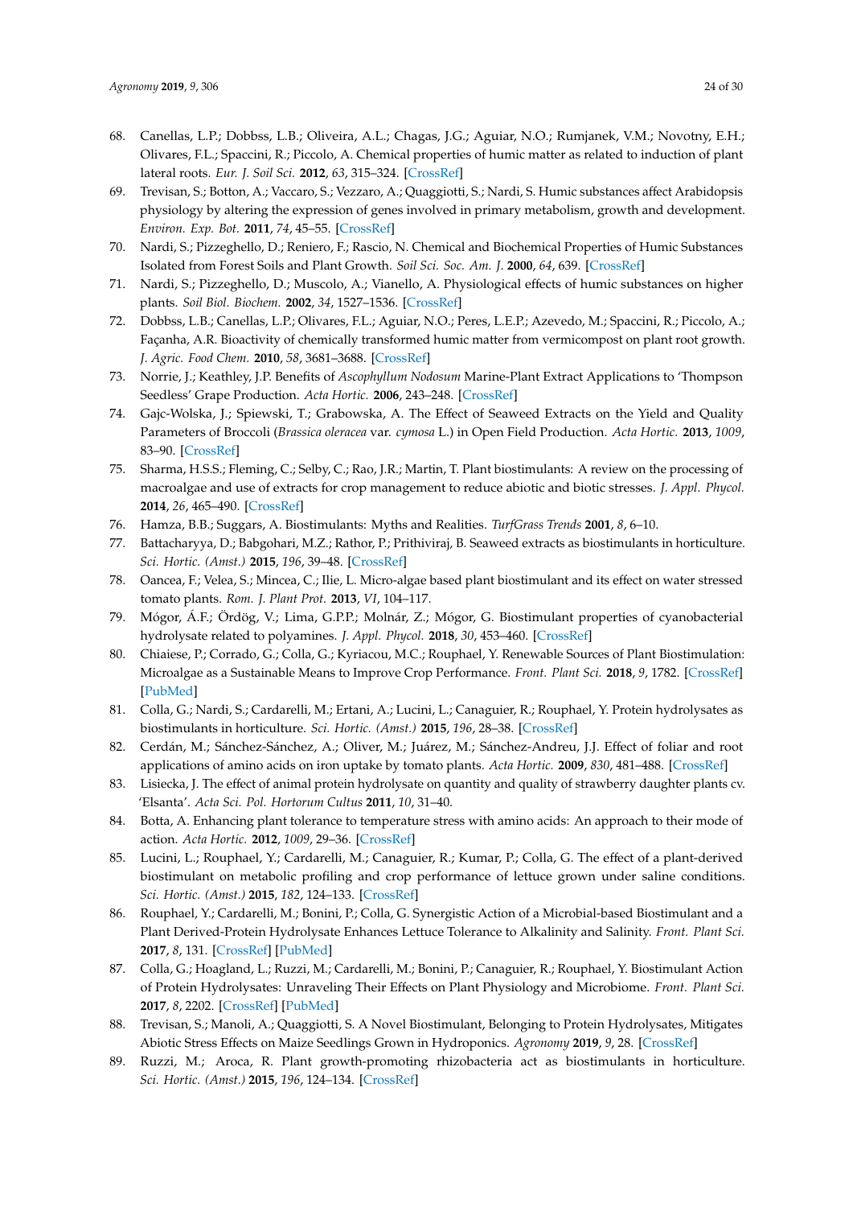68. Canellas, L.P.; Dobbss, L.B.; Oliveira, A.L.; Chagas, J.G.; Aguiar, N.O.; Rumjanek, V.M.; Novotny, E.H.; Olivares, F.L.; Spaccini, R.; Piccolo, A. Chemical properties of humic matter as related to induction of plant lateral roots. *Eur. J. Soil Sci.* **2012**, *63*, 315–324. [CrossRef]
69. Trevisan, S.; Botton, A.; Vaccaro, S.; Vezzaro, A.; Quaggiotti, S.; Nardi, S. Humic substances affect Arabidopsis physiology by altering the expression of genes involved in primary metabolism, growth and development. *Environ. Exp. Bot.* **2011**, *74*, 45–55. [CrossRef]
70. Nardi, S.; Pizzeghello, D.; Reniero, F.; Rascio, N. Chemical and Biochemical Properties of Humic Substances Isolated from Forest Soils and Plant Growth. *Soil Sci. Soc. Am. J.* **2000**, *64*, 639. [CrossRef]
71. Nardi, S.; Pizzeghello, D.; Muscolo, A.; Vianello, A. Physiological effects of humic substances on higher plants. *Soil Biol. Biochem.* **2002**, *34*, 1527–1536. [CrossRef]
72. Dobbss, L.B.; Canellas, L.P.; Olivares, F.L.; Aguiar, N.O.; Peres, L.E.P.; Azevedo, M.; Spaccini, R.; Piccolo, A.; Façanha, A.R. Bioactivity of chemically transformed humic matter from vermicompost on plant root growth. *J. Agric. Food Chem.* **2010**, *58*, 3681–3688. [CrossRef]
73. Norrie, J.; Keathley, J.P. Benefits of *Ascophyllum Nodosum* Marine-Plant Extract Applications to 'Thompson Seedless' Grape Production. *Acta Hortic.* **2006**, 243–248. [CrossRef]
74. Gajc-Wolska, J.; Spiewski, T.; Grabowska, A. The Effect of Seaweed Extracts on the Yield and Quality Parameters of Broccoli (*Brassica oleracea* var. *cymosa* L.) in Open Field Production. *Acta Hortic.* **2013**, *1009*, 83–90. [CrossRef]
75. Sharma, H.S.S.; Fleming, C.; Selby, C.; Rao, J.R.; Martin, T. Plant biostimulants: A review on the processing of macroalgae and use of extracts for crop management to reduce abiotic and biotic stresses. *J. Appl. Phycol.* **2014**, *26*, 465–490. [CrossRef]
76. Hamza, B.B.; Suggars, A. Biostimulants: Myths and Realities. *TurfGrass Trends* **2001**, *8*, 6–10.
77. Battacharyya, D.; Babgohari, M.Z.; Rathor, P.; Prithiviraj, B. Seaweed extracts as biostimulants in horticulture. *Sci. Hortic. (Amst.)* **2015**, *196*, 39–48. [CrossRef]
78. Oancea, F.; Velea, S.; Mincea, C.; Ilie, L. Micro-algae based plant biostimulant and its effect on water stressed tomato plants. *Rom. J. Plant Prot.* **2013**, *VI*, 104–117.
79. Mógor, Á.F.; Ördög, V.; Lima, G.P.P.; Molnár, Z.; Mógor, G. Biostimulant properties of cyanobacterial hydrolysate related to polyamines. *J. Appl. Phycol.* **2018**, *30*, 453–460. [CrossRef]
80. Chiaiese, P.; Corrado, G.; Colla, G.; Kyriacou, M.C.; Rouphael, Y. Renewable Sources of Plant Biostimulation: Microalgae as a Sustainable Means to Improve Crop Performance. *Front. Plant Sci.* **2018**, *9*, 1782. [CrossRef] [PubMed]
81. Colla, G.; Nardi, S.; Cardarelli, M.; Ertani, A.; Lucini, L.; Canaguier, R.; Rouphael, Y. Protein hydrolysates as biostimulants in horticulture. *Sci. Hortic. (Amst.)* **2015**, *196*, 28–38. [CrossRef]
82. Cerdán, M.; Sánchez-Sánchez, A.; Oliver, M.; Juárez, M.; Sánchez-Andreu, J.J. Effect of foliar and root applications of amino acids on iron uptake by tomato plants. *Acta Hortic.* **2009**, *830*, 481–488. [CrossRef]
83. Lisiecka, J. The effect of animal protein hydrolysate on quantity and quality of strawberry daughter plants cv. 'Elsanta'. *Acta Sci. Pol. Hortorum Cultus* **2011**, *10*, 31–40.
84. Botta, A. Enhancing plant tolerance to temperature stress with amino acids: An approach to their mode of action. *Acta Hortic.* **2012**, *1009*, 29–36. [CrossRef]
85. Lucini, L.; Rouphael, Y.; Cardarelli, M.; Canaguier, R.; Kumar, P.; Colla, G. The effect of a plant-derived biostimulant on metabolic profiling and crop performance of lettuce grown under saline conditions. *Sci. Hortic. (Amst.)* **2015**, *182*, 124–133. [CrossRef]
86. Rouphael, Y.; Cardarelli, M.; Bonini, P.; Colla, G. Synergistic Action of a Microbial-based Biostimulant and a Plant Derived-Protein Hydrolysate Enhances Lettuce Tolerance to Alkalinity and Salinity. *Front. Plant Sci.* **2017**, *8*, 131. [CrossRef] [PubMed]
87. Colla, G.; Hoagland, L.; Ruzzi, M.; Cardarelli, M.; Bonini, P.; Canaguier, R.; Rouphael, Y. Biostimulant Action of Protein Hydrolysates: Unraveling Their Effects on Plant Physiology and Microbiome. *Front. Plant Sci.* **2017**, *8*, 2202. [CrossRef] [PubMed]
88. Trevisan, S.; Manoli, A.; Quaggiotti, S. A Novel Biostimulant, Belonging to Protein Hydrolysates, Mitigates Abiotic Stress Effects on Maize Seedlings Grown in Hydroponics. *Agronomy* **2019**, *9*, 28. [CrossRef]
89. Ruzzi, M.; Aroca, R. Plant growth-promoting rhizobacteria act as biostimulants in horticulture. *Sci. Hortic. (Amst.)* **2015**, *196*, 124–134. [CrossRef]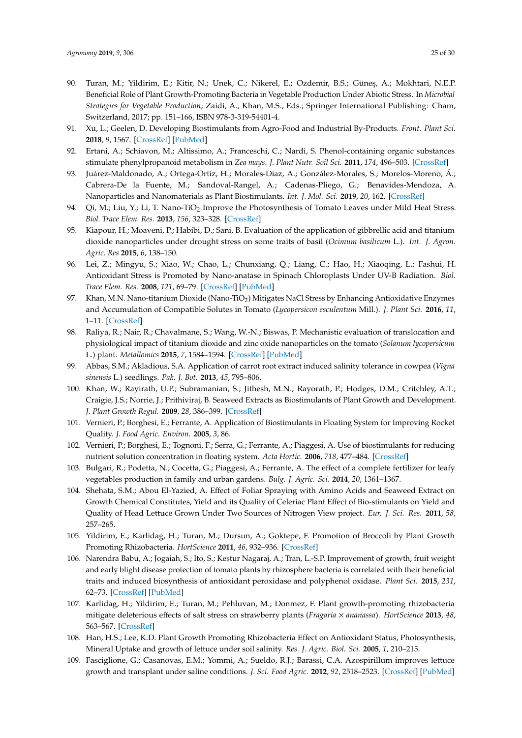90. Turan, M.; Yildirim, E.; Kitir, N.; Unek, C.; Nikerel, E.; Ozdemir, B.S.; Güneş, A.; Mokhtari, N.E.P. Beneficial Role of Plant Growth-Promoting Bacteria in Vegetable Production Under Abiotic Stress. In *Microbial Strategies for Vegetable Production*; Zaidi, A., Khan, M.S., Eds.; Springer International Publishing: Cham, Switzerland, 2017; pp. 151–166, ISBN 978-3-319-54401-4.
91. Xu, L.; Geelen, D. Developing Biostimulants from Agro-Food and Industrial By-Products. *Front. Plant Sci.* **2018**, *9*, 1567. [CrossRef] [PubMed]
92. Ertani, A.; Schiavon, M.; Altissimo, A.; Franceschi, C.; Nardi, S. Phenol-containing organic substances stimulate phenylpropanoid metabolism in *Zea mays*. *J. Plant Nutr. Soil Sci.* **2011**, *174*, 496–503. [CrossRef]
93. Juárez-Maldonado, A.; Ortega-Ortíz, H.; Morales-Díaz, A.; González-Morales, S.; Morelos-Moreno, Á.; Cabrera-De la Fuente, M.; Sandoval-Rangel, A.; Cadenas-Pliego, G.; Benavides-Mendoza, A. Nanoparticles and Nanomaterials as Plant Biostimulants. *Int. J. Mol. Sci.* **2019**, *20*, 162. [CrossRef]
94. Qi, M.; Liu, Y.; Li, T. Nano-$TiO_2$ Improve the Photosynthesis of Tomato Leaves under Mild Heat Stress. *Biol. Trace Elem. Res.* **2013**, *156*, 323–328. [CrossRef]
95. Kiapour, H.; Moaveni, P.; Habibi, D.; Sani, B. Evaluation of the application of gibbrellic acid and titanium dioxide nanoparticles under drought stress on some traits of basil (*Ocimum basilicum* L.). *Int. J. Agron. Agric. Res* **2015**, *6*, 138–150.
96. Lei, Z.; Mingyu, S.; Xiao, W.; Chao, L.; Chunxiang, Q.; Liang, C.; Hao, H.; Xiaoqing, L.; Fashui, H. Antioxidant Stress is Promoted by Nano-anatase in Spinach Chloroplasts Under UV-B Radiation. *Biol. Trace Elem. Res.* **2008**, *121*, 69–79. [CrossRef] [PubMed]
97. Khan, M.N. Nano-titanium Dioxide (Nano-$TiO_2$) Mitigates NaCl Stress by Enhancing Antioxidative Enzymes and Accumulation of Compatible Solutes in Tomato (*Lycopersicon esculentum* Mill.). *J. Plant Sci.* **2016**, *11*, 1–11. [CrossRef]
98. Raliya, R.; Nair, R.; Chavalmane, S.; Wang, W.-N.; Biswas, P. Mechanistic evaluation of translocation and physiological impact of titanium dioxide and zinc oxide nanoparticles on the tomato (*Solanum lycopersicum* L.) plant. *Metallomics* **2015**, *7*, 1584–1594. [CrossRef] [PubMed]
99. Abbas, S.M.; Akladious, S.A. Application of carrot root extract induced salinity tolerance in cowpea (*Vigna sinensis* L.) seedlings. *Pak. J. Bot.* **2013**, *45*, 795–806.
100. Khan, W.; Rayirath, U.P.; Subramanian, S.; Jithesh, M.N.; Rayorath, P.; Hodges, D.M.; Critchley, A.T.; Craigie, J.S.; Norrie, J.; Prithiviraj, B. Seaweed Extracts as Biostimulants of Plant Growth and Development. *J. Plant Growth Regul.* **2009**, *28*, 386–399. [CrossRef]
101. Vernieri, P.; Borghesi, E.; Ferrante, A. Application of Biostimulants in Floating System for Improving Rocket Quality. *J. Food Agric. Environ.* **2005**, *3*, 86.
102. Vernieri, P.; Borghesi, E.; Tognoni, F.; Serra, G.; Ferrante, A.; Piaggesi, A. Use of biostimulants for reducing nutrient solution concentration in floating system. *Acta Hortic.* **2006**, *718*, 477–484. [CrossRef]
103. Bulgari, R.; Podetta, N.; Cocetta, G.; Piaggesi, A.; Ferrante, A. The effect of a complete fertilizer for leafy vegetables production in family and urban gardens. *Bulg. J. Agric. Sci.* **2014**, *20*, 1361–1367.
104. Shehata, S.M.; Abou El-Yazied, A. Effect of Foliar Spraying with Amino Acids and Seaweed Extract on Growth Chemical Constitutes, Yield and its Quality of Celeriac Plant Effect of Bio-stimulants on Yield and Quality of Head Lettuce Grown Under Two Sources of Nitrogen View project. *Eur. J. Sci. Res.* **2011**, *58*, 257–265.
105. Yildirim, E.; Karlidag, H.; Turan, M.; Dursun, A.; Goktepe, F. Promotion of Broccoli by Plant Growth Promoting Rhizobacteria. *HortScience* **2011**, *46*, 932–936. [CrossRef]
106. Narendra Babu, A.; Jogaiah, S.; Ito, S.; Kestur Nagaraj, A.; Tran, L.-S.P. Improvement of growth, fruit weight and early blight disease protection of tomato plants by rhizosphere bacteria is correlated with their beneficial traits and induced biosynthesis of antioxidant peroxidase and polyphenol oxidase. *Plant Sci.* **2015**, *231*, 62–73. [CrossRef] [PubMed]
107. Karlidag, H.; Yildirim, E.; Turan, M.; Pehluvan, M.; Donmez, F. Plant growth-promoting rhizobacteria mitigate deleterious effects of salt stress on strawberry plants (*Fragaria* × *ananassa*). *HortScience* **2013**, *48*, 563–567. [CrossRef]
108. Han, H.S.; Lee, K.D. Plant Growth Promoting Rhizobacteria Effect on Antioxidant Status, Photosynthesis, Mineral Uptake and growth of lettuce under soil salinity. *Res. J. Agric. Biol. Sci.* **2005**, *1*, 210–215.
109. Fasciglione, G.; Casanovas, E.M.; Yommi, A.; Sueldo, R.J.; Barassi, C.A. Azospirillum improves lettuce growth and transplant under saline conditions. *J. Sci. Food Agric.* **2012**, *92*, 2518–2523. [CrossRef] [PubMed]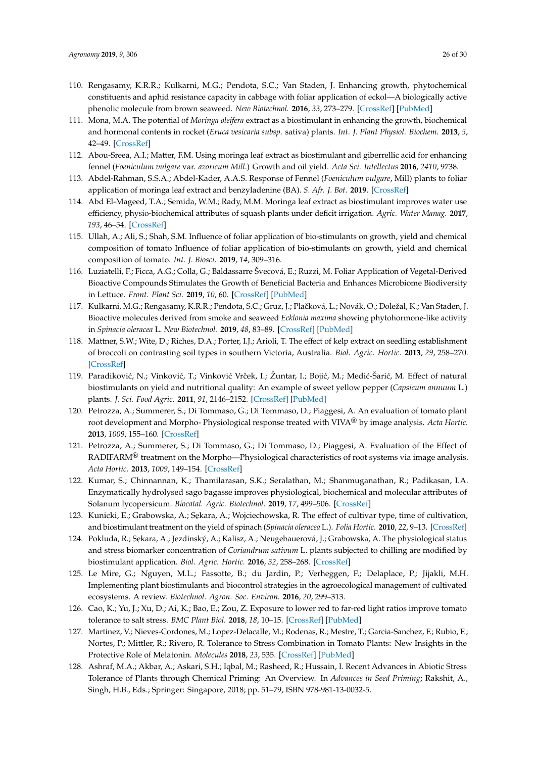110. Rengasamy, K.R.R.; Kulkarni, M.G.; Pendota, S.C.; Van Staden, J. Enhancing growth, phytochemical constituents and aphid resistance capacity in cabbage with foliar application of eckol—A biologically active phenolic molecule from brown seaweed. *New Biotechnol.* **2016**, *33*, 273–279. [CrossRef] [PubMed]
111. Mona, M.A. The potential of *Moringa oleifera* extract as a biostimulant in enhancing the growth, biochemical and hormonal contents in rocket (*Eruca vesicaria subsp*. sativa) plants. *Int. J. Plant Physiol. Biochem.* **2013**, *5*, 42–49. [CrossRef]
112. Abou-Sreea, A.I.; Matter, F.M. Using moringa leaf extract as biostimulant and giberrellic acid for enhancing fennel (*Foeniculum vulgare* var. *azoricum Mill.*) Growth and oil yield. *Acta Sci. Intellectus* **2016**, *2410*, 9738.
113. Abdel-Rahman, S.S.A.; Abdel-Kader, A.A.S. Response of Fennel (*Foeniculum vulgare*, Mill) plants to foliar application of moringa leaf extract and benzyladenine (BA). *S. Afr. J. Bot.* **2019**. [CrossRef]
114. Abd El-Mageed, T.A.; Semida, W.M.; Rady, M.M. Moringa leaf extract as biostimulant improves water use efficiency, physio-biochemical attributes of squash plants under deficit irrigation. *Agric. Water Manag.* **2017**, *193*, 46–54. [CrossRef]
115. Ullah, A.; Ali, S.; Shah, S.M. Influence of foliar application of bio-stimulants on growth, yield and chemical composition of tomato Influence of foliar application of bio-stimulants on growth, yield and chemical composition of tomato. *Int. J. Biosci.* **2019**, *14*, 309–316.
116. Luziatelli, F.; Ficca, A.G.; Colla, G.; Baldassarre Švecová, E.; Ruzzi, M. Foliar Application of Vegetal-Derived Bioactive Compounds Stimulates the Growth of Beneficial Bacteria and Enhances Microbiome Biodiversity in Lettuce. *Front. Plant Sci.* **2019**, *10*, 60. [CrossRef] [PubMed]
117. Kulkarni, M.G.; Rengasamy, K.R.R.; Pendota, S.C.; Gruz, J.; Plačková, L.; Novák, O.; Doležal, K.; Van Staden, J. Bioactive molecules derived from smoke and seaweed *Ecklonia maxima* showing phytohormone-like activity in *Spinacia oleracea* L. *New Biotechnol.* **2019**, *48*, 83–89. [CrossRef] [PubMed]
118. Mattner, S.W.; Wite, D.; Riches, D.A.; Porter, I.J.; Arioli, T. The effect of kelp extract on seedling establishment of broccoli on contrasting soil types in southern Victoria, Australia. *Biol. Agric. Hortic.* **2013**, *29*, 258–270. [CrossRef]
119. Paradiković, N.; Vinković, T.; Vinković Vrček, I.; Žuntar, I.; Bojić, M.; Medić-Šarić, M. Effect of natural biostimulants on yield and nutritional quality: An example of sweet yellow pepper (*Capsicum annuum* L.) plants. *J. Sci. Food Agric.* **2011**, *91*, 2146–2152. [CrossRef] [PubMed]
120. Petrozza, A.; Summerer, S.; Di Tommaso, G.; Di Tommaso, D.; Piaggesi, A. An evaluation of tomato plant root development and Morpho- Physiological response treated with VIVA® by image analysis. *Acta Hortic.* **2013**, *1009*, 155–160. [CrossRef]
121. Petrozza, A.; Summerer, S.; Di Tommaso, G.; Di Tommaso, D.; Piaggesi, A. Evaluation of the Effect of RADIFARM® treatment on the Morpho—Physiological characteristics of root systems via image analysis. *Acta Hortic.* **2013**, *1009*, 149–154. [CrossRef]
122. Kumar, S.; Chinnannan, K.; Thamilarasan, S.K.; Seralathan, M.; Shanmuganathan, R.; Padikasan, I.A. Enzymatically hydrolysed sago bagasse improves physiological, biochemical and molecular attributes of Solanum lycopersicum. *Biocatal. Agric. Biotechnol.* **2019**, *17*, 499–506. [CrossRef]
123. Kunicki, E.; Grabowska, A.; Sękara, A.; Wojciechowska, R. The effect of cultivar type, time of cultivation, and biostimulant treatment on the yield of spinach (*Spinacia oleracea* L.). *Folia Hortic.* **2010**, *22*, 9–13. [CrossRef]
124. Pokluda, R.; Sękara, A.; Jezdinský, A.; Kalisz, A.; Neugebauerová, J.; Grabowska, A. The physiological status and stress biomarker concentration of *Coriandrum sativum* L. plants subjected to chilling are modified by biostimulant application. *Biol. Agric. Hortic.* **2016**, *32*, 258–268. [CrossRef]
125. Le Mire, G.; Nguyen, M.L.; Fassotte, B.; du Jardin, P.; Verheggen, F.; Delaplace, P.; Jijakli, M.H. Implementing plant biostimulants and biocontrol strategies in the agroecological management of cultivated ecosystems. A review. *Biotechnol. Agron. Soc. Environ.* **2016**, *20*, 299–313.
126. Cao, K.; Yu, J.; Xu, D.; Ai, K.; Bao, E.; Zou, Z. Exposure to lower red to far-red light ratios improve tomato tolerance to salt stress. *BMC Plant Biol.* **2018**, *18*, 10–15. [CrossRef] [PubMed]
127. Martinez, V.; Nieves-Cordones, M.; Lopez-Delacalle, M.; Rodenas, R.; Mestre, T.; Garcia-Sanchez, F.; Rubio, F.; Nortes, P.; Mittler, R.; Rivero, R. Tolerance to Stress Combination in Tomato Plants: New Insights in the Protective Role of Melatonin. *Molecules* **2018**, *23*, 535. [CrossRef] [PubMed]
128. Ashraf, M.A.; Akbar, A.; Askari, S.H.; Iqbal, M.; Rasheed, R.; Hussain, I. Recent Advances in Abiotic Stress Tolerance of Plants through Chemical Priming: An Overview. In *Advances in Seed Priming*; Rakshit, A., Singh, H.B., Eds.; Springer: Singapore, 2018; pp. 51–79, ISBN 978-981-13-0032-5.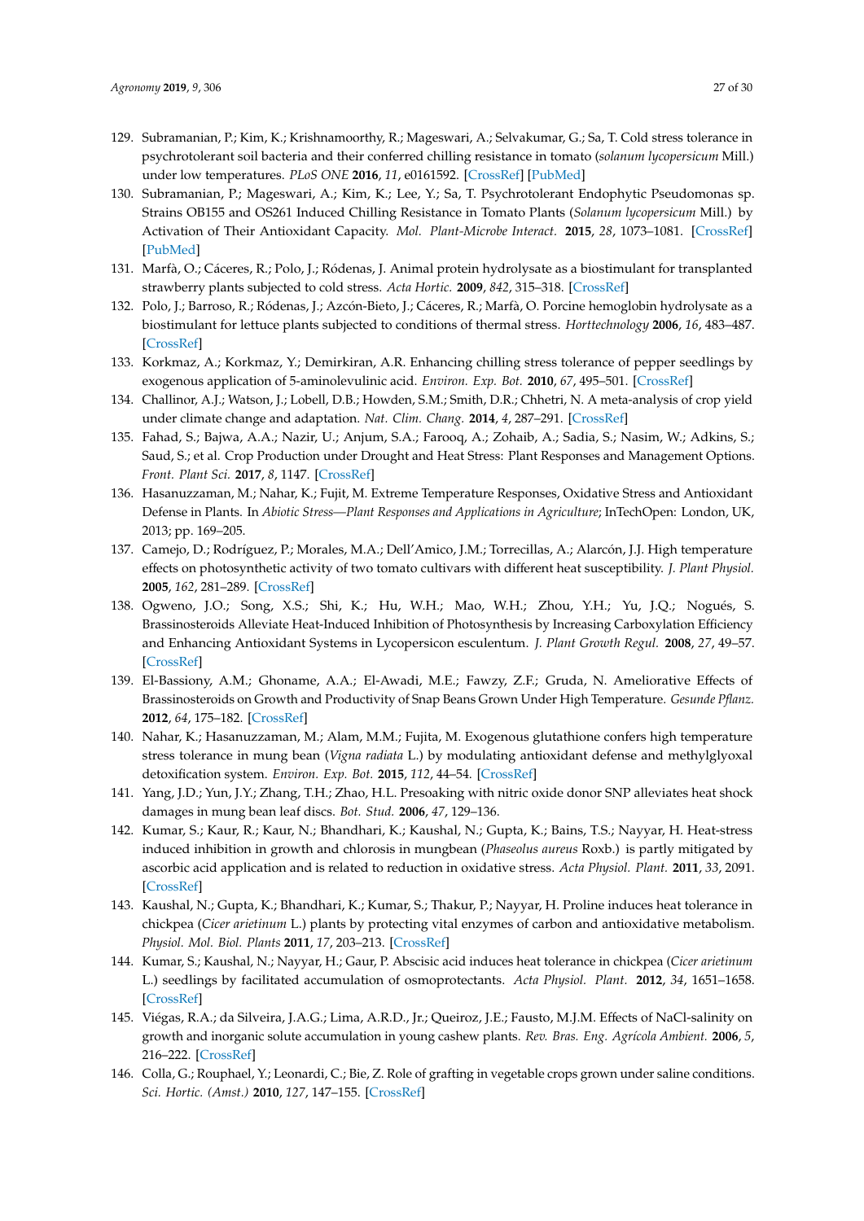129. Subramanian, P.; Kim, K.; Krishnamoorthy, R.; Mageswari, A.; Selvakumar, G.; Sa, T. Cold stress tolerance in psychrotolerant soil bacteria and their conferred chilling resistance in tomato (*solanum lycopersicum* Mill.) under low temperatures. *PLoS ONE* **2016**, *11*, e0161592. [CrossRef] [PubMed]
130. Subramanian, P.; Mageswari, A.; Kim, K.; Lee, Y.; Sa, T. Psychrotolerant Endophytic Pseudomonas sp. Strains OB155 and OS261 Induced Chilling Resistance in Tomato Plants (*Solanum lycopersicum* Mill.) by Activation of Their Antioxidant Capacity. *Mol. Plant-Microbe Interact.* **2015**, *28*, 1073–1081. [CrossRef] [PubMed]
131. Marfà, O.; Cáceres, R.; Polo, J.; Ródenas, J. Animal protein hydrolysate as a biostimulant for transplanted strawberry plants subjected to cold stress. *Acta Hortic.* **2009**, *842*, 315–318. [CrossRef]
132. Polo, J.; Barroso, R.; Ródenas, J.; Azcón-Bieto, J.; Cáceres, R.; Marfà, O. Porcine hemoglobin hydrolysate as a biostimulant for lettuce plants subjected to conditions of thermal stress. *Horttechnology* **2006**, *16*, 483–487. [CrossRef]
133. Korkmaz, A.; Korkmaz, Y.; Demirkiran, A.R. Enhancing chilling stress tolerance of pepper seedlings by exogenous application of 5-aminolevulinic acid. *Environ. Exp. Bot.* **2010**, *67*, 495–501. [CrossRef]
134. Challinor, A.J.; Watson, J.; Lobell, D.B.; Howden, S.M.; Smith, D.R.; Chhetri, N. A meta-analysis of crop yield under climate change and adaptation. *Nat. Clim. Chang.* **2014**, *4*, 287–291. [CrossRef]
135. Fahad, S.; Bajwa, A.A.; Nazir, U.; Anjum, S.A.; Farooq, A.; Zohaib, A.; Sadia, S.; Nasim, W.; Adkins, S.; Saud, S.; et al. Crop Production under Drought and Heat Stress: Plant Responses and Management Options. *Front. Plant Sci.* **2017**, *8*, 1147. [CrossRef]
136. Hasanuzzaman, M.; Nahar, K.; Fujit, M. Extreme Temperature Responses, Oxidative Stress and Antioxidant Defense in Plants. In *Abiotic Stress—Plant Responses and Applications in Agriculture*; InTechOpen: London, UK, 2013; pp. 169–205.
137. Camejo, D.; Rodríguez, P.; Morales, M.A.; Dell'Amico, J.M.; Torrecillas, A.; Alarcón, J.J. High temperature effects on photosynthetic activity of two tomato cultivars with different heat susceptibility. *J. Plant Physiol.* **2005**, *162*, 281–289. [CrossRef]
138. Ogweno, J.O.; Song, X.S.; Shi, K.; Hu, W.H.; Mao, W.H.; Zhou, Y.H.; Yu, J.Q.; Nogués, S. Brassinosteroids Alleviate Heat-Induced Inhibition of Photosynthesis by Increasing Carboxylation Efficiency and Enhancing Antioxidant Systems in Lycopersicon esculentum. *J. Plant Growth Regul.* **2008**, *27*, 49–57. [CrossRef]
139. El-Bassiony, A.M.; Ghoname, A.A.; El-Awadi, M.E.; Fawzy, Z.F.; Gruda, N. Ameliorative Effects of Brassinosteroids on Growth and Productivity of Snap Beans Grown Under High Temperature. *Gesunde Pflanz.* **2012**, *64*, 175–182. [CrossRef]
140. Nahar, K.; Hasanuzzaman, M.; Alam, M.M.; Fujita, M. Exogenous glutathione confers high temperature stress tolerance in mung bean (*Vigna radiata* L.) by modulating antioxidant defense and methylglyoxal detoxification system. *Environ. Exp. Bot.* **2015**, *112*, 44–54. [CrossRef]
141. Yang, J.D.; Yun, J.Y.; Zhang, T.H.; Zhao, H.L. Presoaking with nitric oxide donor SNP alleviates heat shock damages in mung bean leaf discs. *Bot. Stud.* **2006**, *47*, 129–136.
142. Kumar, S.; Kaur, R.; Kaur, N.; Bhandhari, K.; Kaushal, N.; Gupta, K.; Bains, T.S.; Nayyar, H. Heat-stress induced inhibition in growth and chlorosis in mungbean (*Phaseolus aureus* Roxb.) is partly mitigated by ascorbic acid application and is related to reduction in oxidative stress. *Acta Physiol. Plant.* **2011**, *33*, 2091. [CrossRef]
143. Kaushal, N.; Gupta, K.; Bhandhari, K.; Kumar, S.; Thakur, P.; Nayyar, H. Proline induces heat tolerance in chickpea (*Cicer arietinum* L.) plants by protecting vital enzymes of carbon and antioxidative metabolism. *Physiol. Mol. Biol. Plants* **2011**, *17*, 203–213. [CrossRef]
144. Kumar, S.; Kaushal, N.; Nayyar, H.; Gaur, P. Abscisic acid induces heat tolerance in chickpea (*Cicer arietinum* L.) seedlings by facilitated accumulation of osmoprotectants. *Acta Physiol. Plant.* **2012**, *34*, 1651–1658. [CrossRef]
145. Viégas, R.A.; da Silveira, J.A.G.; Lima, A.R.D., Jr.; Queiroz, J.E.; Fausto, M.J.M. Effects of NaCl-salinity on growth and inorganic solute accumulation in young cashew plants. *Rev. Bras. Eng. Agrícola Ambient.* **2006**, *5*, 216–222. [CrossRef]
146. Colla, G.; Rouphael, Y.; Leonardi, C.; Bie, Z. Role of grafting in vegetable crops grown under saline conditions. *Sci. Hortic. (Amst.)* **2010**, *127*, 147–155. [CrossRef]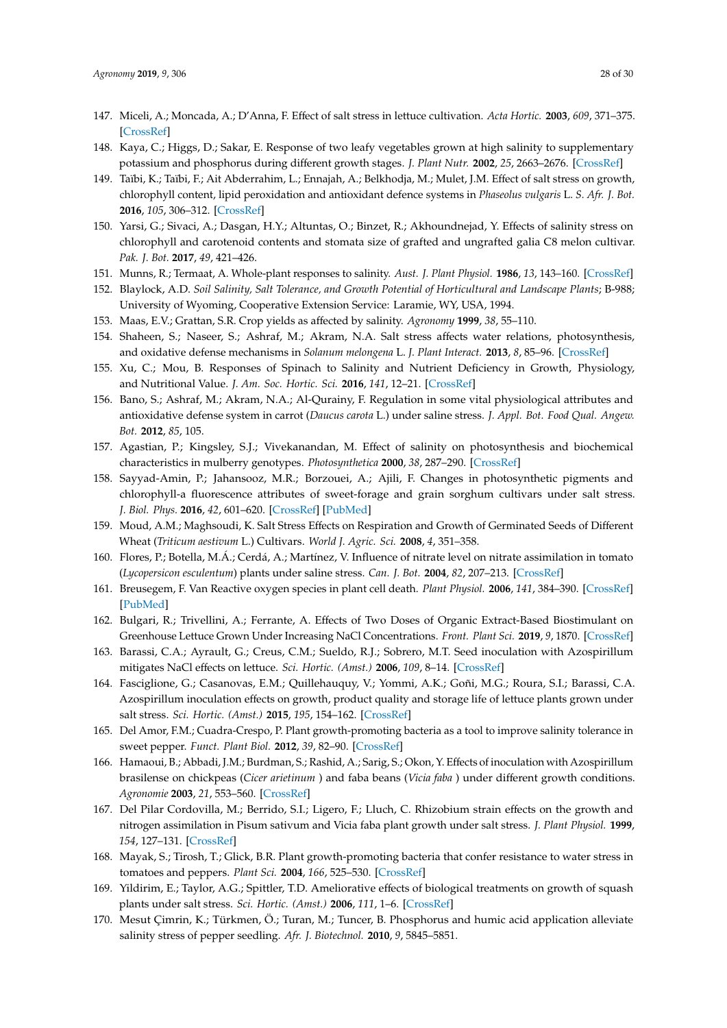147. Miceli, A.; Moncada, A.; D'Anna, F. Effect of salt stress in lettuce cultivation. *Acta Hortic.* **2003**, *609*, 371–375. [CrossRef]
148. Kaya, C.; Higgs, D.; Sakar, E. Response of two leafy vegetables grown at high salinity to supplementary potassium and phosphorus during different growth stages. *J. Plant Nutr.* **2002**, *25*, 2663–2676. [CrossRef]
149. Taïbi, K.; Taïbi, F.; Ait Abderrahim, L.; Ennajah, A.; Belkhodja, M.; Mulet, J.M. Effect of salt stress on growth, chlorophyll content, lipid peroxidation and antioxidant defence systems in *Phaseolus vulgaris* L. *S. Afr. J. Bot.* **2016**, *105*, 306–312. [CrossRef]
150. Yarsi, G.; Sivaci, A.; Dasgan, H.Y.; Altuntas, O.; Binzet, R.; Akhoundnejad, Y. Effects of salinity stress on chlorophyll and carotenoid contents and stomata size of grafted and ungrafted galia C8 melon cultivar. *Pak. J. Bot.* **2017**, *49*, 421–426.
151. Munns, R.; Termaat, A. Whole-plant responses to salinity. *Aust. J. Plant Physiol.* **1986**, *13*, 143–160. [CrossRef]
152. Blaylock, A.D. *Soil Salinity, Salt Tolerance, and Growth Potential of Horticultural and Landscape Plants*; B-988; University of Wyoming, Cooperative Extension Service: Laramie, WY, USA, 1994.
153. Maas, E.V.; Grattan, S.R. Crop yields as affected by salinity. *Agronomy* **1999**, *38*, 55–110.
154. Shaheen, S.; Naseer, S.; Ashraf, M.; Akram, N.A. Salt stress affects water relations, photosynthesis, and oxidative defense mechanisms in *Solanum melongena* L. *J. Plant Interact.* **2013**, *8*, 85–96. [CrossRef]
155. Xu, C.; Mou, B. Responses of Spinach to Salinity and Nutrient Deficiency in Growth, Physiology, and Nutritional Value. *J. Am. Soc. Hortic. Sci.* **2016**, *141*, 12–21. [CrossRef]
156. Bano, S.; Ashraf, M.; Akram, N.A.; Al-Qurainy, F. Regulation in some vital physiological attributes and antioxidative defense system in carrot (*Daucus carota* L.) under saline stress. *J. Appl. Bot. Food Qual. Angew. Bot.* **2012**, *85*, 105.
157. Agastian, P.; Kingsley, S.J.; Vivekanandan, M. Effect of salinity on photosynthesis and biochemical characteristics in mulberry genotypes. *Photosynthetica* **2000**, *38*, 287–290. [CrossRef]
158. Sayyad-Amin, P.; Jahansooz, M.R.; Borzouei, A.; Ajili, F. Changes in photosynthetic pigments and chlorophyll-a fluorescence attributes of sweet-forage and grain sorghum cultivars under salt stress. *J. Biol. Phys.* **2016**, *42*, 601–620. [CrossRef] [PubMed]
159. Moud, A.M.; Maghsoudi, K. Salt Stress Effects on Respiration and Growth of Germinated Seeds of Different Wheat (*Triticum aestivum* L.) Cultivars. *World J. Agric. Sci.* **2008**, *4*, 351–358.
160. Flores, P.; Botella, M.Á.; Cerdá, A.; Martínez, V. Influence of nitrate level on nitrate assimilation in tomato (*Lycopersicon esculentum*) plants under saline stress. *Can. J. Bot.* **2004**, *82*, 207–213. [CrossRef]
161. Breusegem, F. Van Reactive oxygen species in plant cell death. *Plant Physiol.* **2006**, *141*, 384–390. [CrossRef] [PubMed]
162. Bulgari, R.; Trivellini, A.; Ferrante, A. Effects of Two Doses of Organic Extract-Based Biostimulant on Greenhouse Lettuce Grown Under Increasing NaCl Concentrations. *Front. Plant Sci.* **2019**, *9*, 1870. [CrossRef]
163. Barassi, C.A.; Ayrault, G.; Creus, C.M.; Sueldo, R.J.; Sobrero, M.T. Seed inoculation with Azospirillum mitigates NaCl effects on lettuce. *Sci. Hortic. (Amst.)* **2006**, *109*, 8–14. [CrossRef]
164. Fasciglione, G.; Casanovas, E.M.; Quillehauquy, V.; Yommi, A.K.; Goñi, M.G.; Roura, S.I.; Barassi, C.A. Azospirillum inoculation effects on growth, product quality and storage life of lettuce plants grown under salt stress. *Sci. Hortic. (Amst.)* **2015**, *195*, 154–162. [CrossRef]
165. Del Amor, F.M.; Cuadra-Crespo, P. Plant growth-promoting bacteria as a tool to improve salinity tolerance in sweet pepper. *Funct. Plant Biol.* **2012**, *39*, 82–90. [CrossRef]
166. Hamaoui, B.; Abbadi, J.M.; Burdman, S.; Rashid, A.; Sarig, S.; Okon, Y. Effects of inoculation with Azospirillum brasilense on chickpeas (*Cicer arietinum* ) and faba beans (*Vicia faba* ) under different growth conditions. *Agronomie* **2003**, *21*, 553–560. [CrossRef]
167. Del Pilar Cordovilla, M.; Berrido, S.I.; Ligero, F.; Lluch, C. Rhizobium strain effects on the growth and nitrogen assimilation in Pisum sativum and Vicia faba plant growth under salt stress. *J. Plant Physiol.* **1999**, *154*, 127–131. [CrossRef]
168. Mayak, S.; Tirosh, T.; Glick, B.R. Plant growth-promoting bacteria that confer resistance to water stress in tomatoes and peppers. *Plant Sci.* **2004**, *166*, 525–530. [CrossRef]
169. Yildirim, E.; Taylor, A.G.; Spittler, T.D. Ameliorative effects of biological treatments on growth of squash plants under salt stress. *Sci. Hortic. (Amst.)* **2006**, *111*, 1–6. [CrossRef]
170. Mesut Çimrin, K.; Türkmen, Ö.; Turan, M.; Tuncer, B. Phosphorus and humic acid application alleviate salinity stress of pepper seedling. *Afr. J. Biotechnol.* **2010**, *9*, 5845–5851.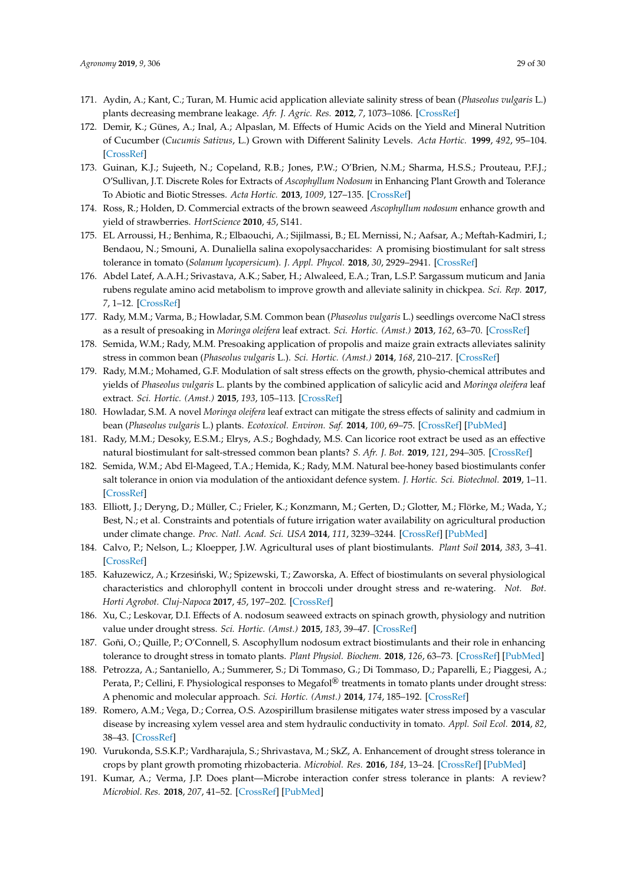171. Aydin, A.; Kant, C.; Turan, M. Humic acid application alleviate salinity stress of bean (*Phaseolus vulgaris* L.) plants decreasing membrane leakage. *Afr. J. Agric. Res.* **2012**, *7*, 1073–1086. [CrossRef]
172. Demir, K.; Günes, A.; Inal, A.; Alpaslan, M. Effects of Humic Acids on the Yield and Mineral Nutrition of Cucumber (*Cucumis Sativus*, L.) Grown with Different Salinity Levels. *Acta Hortic.* **1999**, *492*, 95–104. [CrossRef]
173. Guinan, K.J.; Sujeeth, N.; Copeland, R.B.; Jones, P.W.; O'Brien, N.M.; Sharma, H.S.S.; Prouteau, P.F.J.; O'Sullivan, J.T. Discrete Roles for Extracts of *Ascophyllum Nodosum* in Enhancing Plant Growth and Tolerance To Abiotic and Biotic Stresses. *Acta Hortic.* **2013**, *1009*, 127–135. [CrossRef]
174. Ross, R.; Holden, D. Commercial extracts of the brown seaweed *Ascophyllum nodosum* enhance growth and yield of strawberries. *HortScience* **2010**, *45*, S141.
175. EL Arroussi, H.; Benhima, R.; Elbaouchi, A.; Sijilmassi, B.; EL Mernissi, N.; Aafsar, A.; Meftah-Kadmiri, I.; Bendaou, N.; Smouni, A. Dunaliella salina exopolysaccharides: A promising biostimulant for salt stress tolerance in tomato (*Solanum lycopersicum*). *J. Appl. Phycol.* **2018**, *30*, 2929–2941. [CrossRef]
176. Abdel Latef, A.A.H.; Srivastava, A.K.; Saber, H.; Alwaleed, E.A.; Tran, L.S.P. Sargassum muticum and Jania rubens regulate amino acid metabolism to improve growth and alleviate salinity in chickpea. *Sci. Rep.* **2017**, *7*, 1–12. [CrossRef]
177. Rady, M.M.; Varma, B.; Howladar, S.M. Common bean (*Phaseolus vulgaris* L.) seedlings overcome NaCl stress as a result of presoaking in *Moringa oleifera* leaf extract. *Sci. Hortic. (Amst.)* **2013**, *162*, 63–70. [CrossRef]
178. Semida, W.M.; Rady, M.M. Presoaking application of propolis and maize grain extracts alleviates salinity stress in common bean (*Phaseolus vulgaris* L.). *Sci. Hortic. (Amst.)* **2014**, *168*, 210–217. [CrossRef]
179. Rady, M.M.; Mohamed, G.F. Modulation of salt stress effects on the growth, physio-chemical attributes and yields of *Phaseolus vulgaris* L. plants by the combined application of salicylic acid and *Moringa oleifera* leaf extract. *Sci. Hortic. (Amst.)* **2015**, *193*, 105–113. [CrossRef]
180. Howladar, S.M. A novel *Moringa oleifera* leaf extract can mitigate the stress effects of salinity and cadmium in bean (*Phaseolus vulgaris* L.) plants. *Ecotoxicol. Environ. Saf.* **2014**, *100*, 69–75. [CrossRef] [PubMed]
181. Rady, M.M.; Desoky, E.S.M.; Elrys, A.S.; Boghdady, M.S. Can licorice root extract be used as an effective natural biostimulant for salt-stressed common bean plants? *S. Afr. J. Bot.* **2019**, *121*, 294–305. [CrossRef]
182. Semida, W.M.; Abd El-Mageed, T.A.; Hemida, K.; Rady, M.M. Natural bee-honey based biostimulants confer salt tolerance in onion via modulation of the antioxidant defence system. *J. Hortic. Sci. Biotechnol.* **2019**, 1–11. [CrossRef]
183. Elliott, J.; Deryng, D.; Müller, C.; Frieler, K.; Konzmann, M.; Gerten, D.; Glotter, M.; Flörke, M.; Wada, Y.; Best, N.; et al. Constraints and potentials of future irrigation water availability on agricultural production under climate change. *Proc. Natl. Acad. Sci. USA* **2014**, *111*, 3239–3244. [CrossRef] [PubMed]
184. Calvo, P.; Nelson, L.; Kloepper, J.W. Agricultural uses of plant biostimulants. *Plant Soil* **2014**, *383*, 3–41. [CrossRef]
185. Kałuzewicz, A.; Krzesiński, W.; Spizewski, T.; Zaworska, A. Effect of biostimulants on several physiological characteristics and chlorophyll content in broccoli under drought stress and re-watering. *Not. Bot. Horti Agrobot. Cluj-Napoca* **2017**, *45*, 197–202. [CrossRef]
186. Xu, C.; Leskovar, D.I. Effects of A. nodosum seaweed extracts on spinach growth, physiology and nutrition value under drought stress. *Sci. Hortic. (Amst.)* **2015**, *183*, 39–47. [CrossRef]
187. Goñi, O.; Quille, P.; O'Connell, S. Ascophyllum nodosum extract biostimulants and their role in enhancing tolerance to drought stress in tomato plants. *Plant Physiol. Biochem.* **2018**, *126*, 63–73. [CrossRef] [PubMed]
188. Petrozza, A.; Santaniello, A.; Summerer, S.; Di Tommaso, G.; Di Tommaso, D.; Paparelli, E.; Piaggesi, A.; Perata, P.; Cellini, F. Physiological responses to Megafol® treatments in tomato plants under drought stress: A phenomic and molecular approach. *Sci. Hortic. (Amst.)* **2014**, *174*, 185–192. [CrossRef]
189. Romero, A.M.; Vega, D.; Correa, O.S. Azospirillum brasilense mitigates water stress imposed by a vascular disease by increasing xylem vessel area and stem hydraulic conductivity in tomato. *Appl. Soil Ecol.* **2014**, *82*, 38–43. [CrossRef]
190. Vurukonda, S.S.K.P.; Vardharajula, S.; Shrivastava, M.; SkZ, A. Enhancement of drought stress tolerance in crops by plant growth promoting rhizobacteria. *Microbiol. Res.* **2016**, *184*, 13–24. [CrossRef] [PubMed]
191. Kumar, A.; Verma, J.P. Does plant—Microbe interaction confer stress tolerance in plants: A review? *Microbiol. Res.* **2018**, *207*, 41–52. [CrossRef] [PubMed]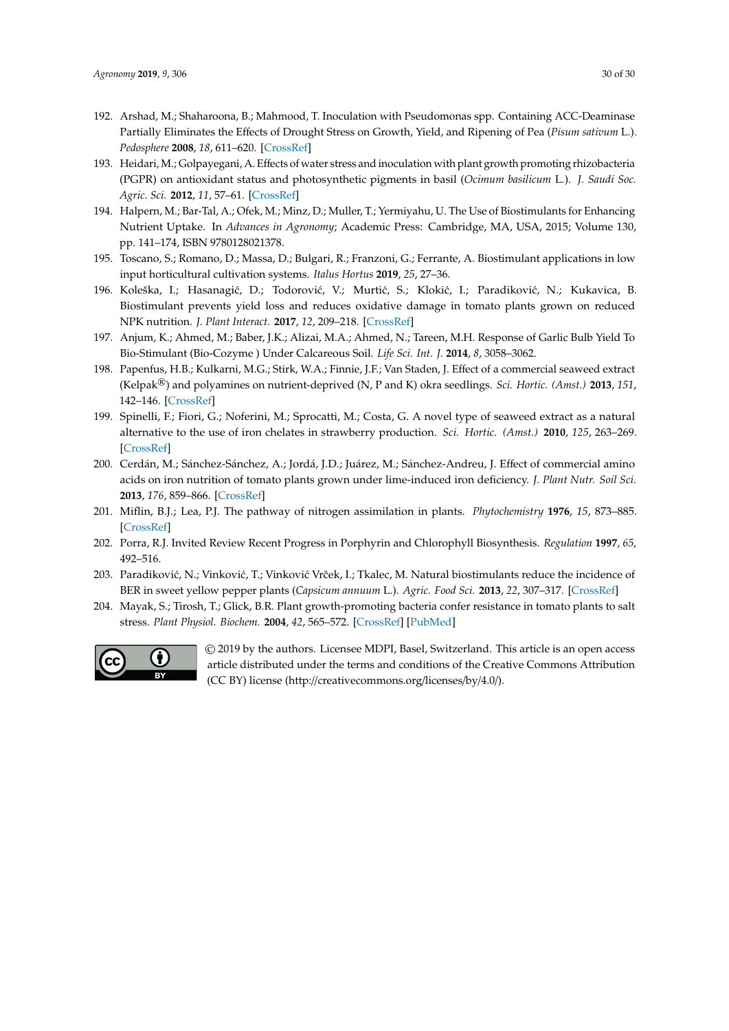192. Arshad, M.; Shaharoona, B.; Mahmood, T. Inoculation with Pseudomonas spp. Containing ACC-Deaminase Partially Eliminates the Effects of Drought Stress on Growth, Yield, and Ripening of Pea (*Pisum sativum* L.). *Pedosphere* **2008**, *18*, 611–620. [CrossRef]
193. Heidari, M.; Golpayegani, A. Effects of water stress and inoculation with plant growth promoting rhizobacteria (PGPR) on antioxidant status and photosynthetic pigments in basil (*Ocimum basilicum* L.). *J. Saudi Soc. Agric. Sci.* **2012**, *11*, 57–61. [CrossRef]
194. Halpern, M.; Bar-Tal, A.; Ofek, M.; Minz, D.; Muller, T.; Yermiyahu, U. The Use of Biostimulants for Enhancing Nutrient Uptake. In *Advances in Agronomy*; Academic Press: Cambridge, MA, USA, 2015; Volume 130, pp. 141–174, ISBN 9780128021378.
195. Toscano, S.; Romano, D.; Massa, D.; Bulgari, R.; Franzoni, G.; Ferrante, A. Biostimulant applications in low input horticultural cultivation systems. *Italus Hortus* **2019**, *25*, 27–36.
196. Koleška, I.; Hasanagić, D.; Todorović, V.; Murtić, S.; Klokić, I.; Paradiković, N.; Kukavica, B. Biostimulant prevents yield loss and reduces oxidative damage in tomato plants grown on reduced NPK nutrition. *J. Plant Interact.* **2017**, *12*, 209–218. [CrossRef]
197. Anjum, K.; Ahmed, M.; Baber, J.K.; Alizai, M.A.; Ahmed, N.; Tareen, M.H. Response of Garlic Bulb Yield To Bio-Stimulant (Bio-Cozyme ) Under Calcareous Soil. *Life Sci. Int. J.* **2014**, *8*, 3058–3062.
198. Papenfus, H.B.; Kulkarni, M.G.; Stirk, W.A.; Finnie, J.F.; Van Staden, J. Effect of a commercial seaweed extract (Kelpak®) and polyamines on nutrient-deprived (N, P and K) okra seedlings. *Sci. Hortic. (Amst.)* **2013**, *151*, 142–146. [CrossRef]
199. Spinelli, F.; Fiori, G.; Noferini, M.; Sprocatti, M.; Costa, G. A novel type of seaweed extract as a natural alternative to the use of iron chelates in strawberry production. *Sci. Hortic. (Amst.)* **2010**, *125*, 263–269. [CrossRef]
200. Cerdán, M.; Sánchez-Sánchez, A.; Jordá, J.D.; Juárez, M.; Sánchez-Andreu, J. Effect of commercial amino acids on iron nutrition of tomato plants grown under lime-induced iron deficiency. *J. Plant Nutr. Soil Sci.* **2013**, *176*, 859–866. [CrossRef]
201. Miflin, B.J.; Lea, P.J. The pathway of nitrogen assimilation in plants. *Phytochemistry* **1976**, *15*, 873–885. [CrossRef]
202. Porra, R.J. Invited Review Recent Progress in Porphyrin and Chlorophyll Biosynthesis. *Regulation* **1997**, *65*, 492–516.
203. Paradiković, N.; Vinković, T.; Vinković Vrček, I.; Tkalec, M. Natural biostimulants reduce the incidence of BER in sweet yellow pepper plants (*Capsicum annuum* L.). *Agric. Food Sci.* **2013**, *22*, 307–317. [CrossRef]
204. Mayak, S.; Tirosh, T.; Glick, B.R. Plant growth-promoting bacteria confer resistance in tomato plants to salt stress. *Plant Physiol. Biochem.* **2004**, *42*, 565–572. [CrossRef] [PubMed]

© 2019 by the authors. Licensee MDPI, Basel, Switzerland. This article is an open access article distributed under the terms and conditions of the Creative Commons Attribution (CC BY) license (http://creativecommons.org/licenses/by/4.0/).